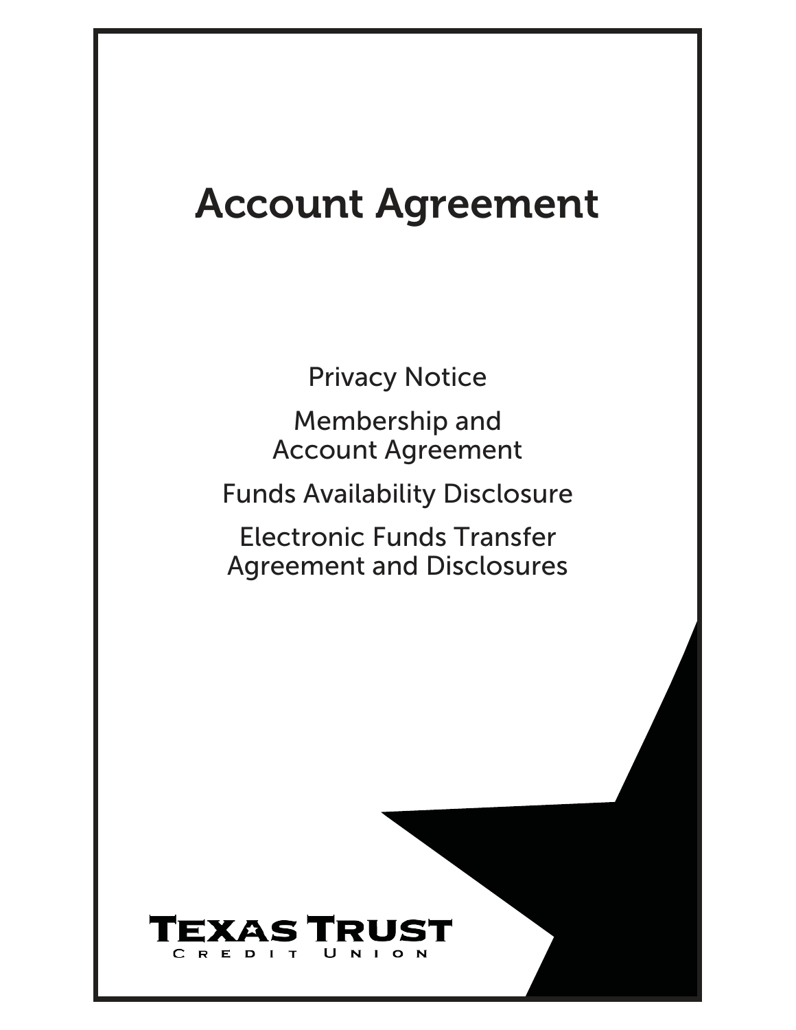# Account Agreement

Privacy Notice

Membership and Account Agreement

Funds Availability Disclosure

Electronic Funds Transfer Agreement and Disclosures

TEXAS TRUST
CREDIT UNION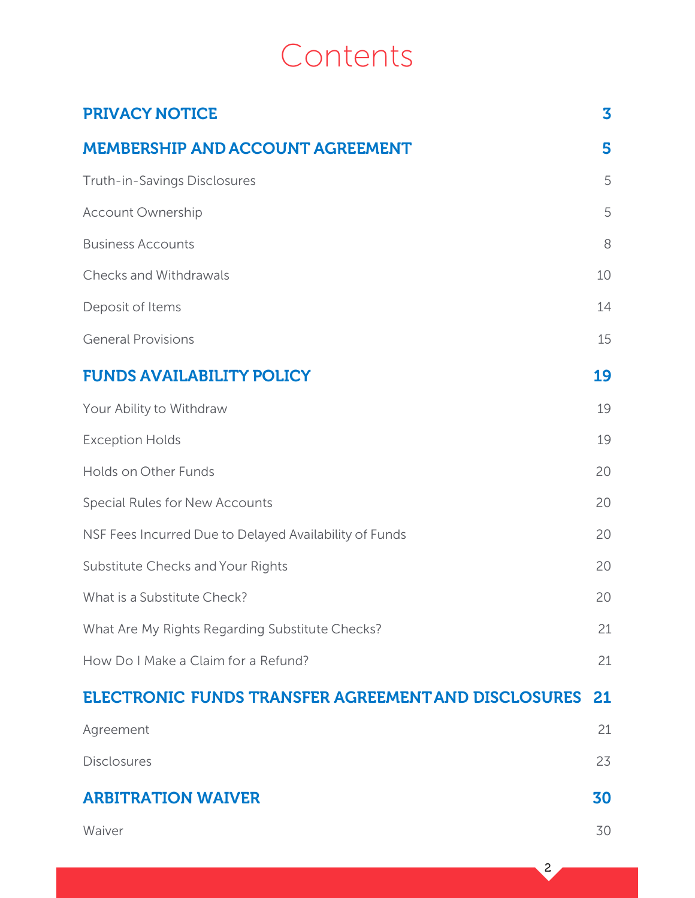# Contents

| | |
|---|---|
| **PRIVACY NOTICE** | **3** |
| **MEMBERSHIP AND ACCOUNT AGREEMENT** | **5** |
| Truth-in-Savings Disclosures | 5 |
| Account Ownership | 5 |
| Business Accounts | 8 |
| Checks and Withdrawals | 10 |
| Deposit of Items | 14 |
| General Provisions | 15 |
| **FUNDS AVAILABILITY POLICY** | **19** |
| Your Ability to Withdraw | 19 |
| Exception Holds | 19 |
| Holds on Other Funds | 20 |
| Special Rules for New Accounts | 20 |
| NSF Fees Incurred Due to Delayed Availability of Funds | 20 |
| Substitute Checks and Your Rights | 20 |
| What is a Substitute Check? | 20 |
| What Are My Rights Regarding Substitute Checks? | 21 |
| How Do I Make a Claim for a Refund? | 21 |
| **ELECTRONIC FUNDS TRANSFER AGREEMENT AND DISCLOSURES** | **21** |
| Agreement | 21 |
| Disclosures | 23 |
| **ARBITRATION WAIVER** | **30** |
| Waiver | 30 |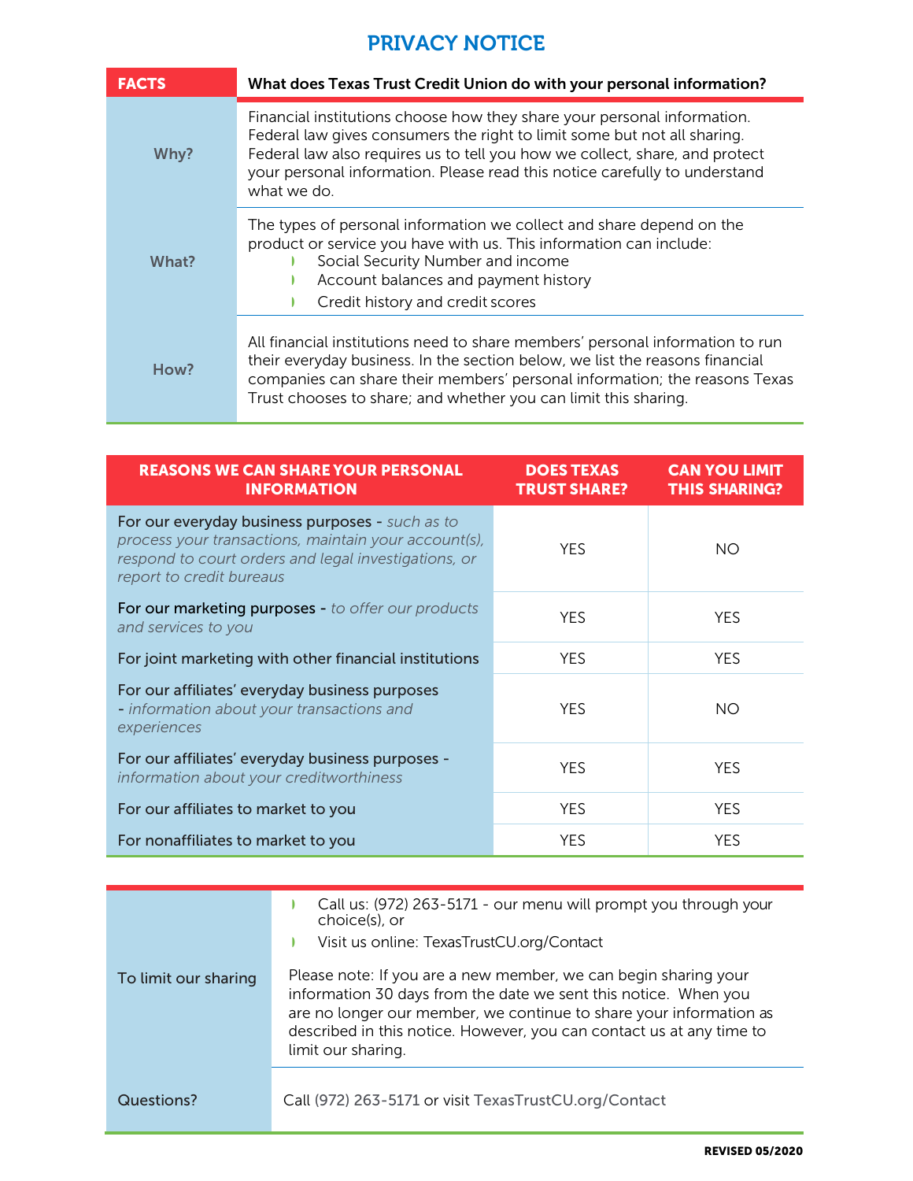# PRIVACY NOTICE

| FACTS | What does Texas Trust Credit Union do with your personal information? |
| --- | --- |
| Why? | Financial institutions choose how they share your personal information. Federal law gives consumers the right to limit some but not all sharing. Federal law also requires us to tell you how we collect, share, and protect your personal information. Please read this notice carefully to understand what we do. |
| What? | The types of personal information we collect and share depend on the product or service you have with us. This information can include:<br>• Social Security Number and income<br>• Account balances and payment history<br>• Credit history and credit scores |
| How? | All financial institutions need to share members' personal information to run their everyday business. In the section below, we list the reasons financial companies can share their members' personal information; the reasons Texas Trust chooses to share; and whether you can limit this sharing. |

| REASONS WE CAN SHARE YOUR PERSONAL INFORMATION | DOES TEXAS TRUST SHARE? | CAN YOU LIMIT THIS SHARING? |
| --- | --- | --- |
| For our everyday business purposes - *such as to process your transactions, maintain your account(s), respond to court orders and legal investigations, or report to credit bureaus* | YES | NO |
| For our marketing purposes - *to offer our products and services to you* | YES | YES |
| For joint marketing with other financial institutions | YES | YES |
| For our affiliates' everyday business purposes - *information about your transactions and experiences* | YES | NO |
| For our affiliates' everyday business purposes - *information about your creditworthiness* | YES | YES |
| For our affiliates to market to you | YES | YES |
| For nonaffiliates to market to you | YES | YES |

| | |
| --- | --- |
| To limit our sharing | • Call us: (972) 263-5171 - our menu will prompt you through your choice(s), or<br>• Visit us online: TexasTrustCU.org/Contact<br><br>Please note: If you are a new member, we can begin sharing your information 30 days from the date we sent this notice. When you are no longer our member, we continue to share your information as described in this notice. However, you can contact us at any time to limit our sharing. |
| Questions? | Call (972) 263-5171 or visit TexasTrustCU.org/Contact |

**REVISED 05/2020**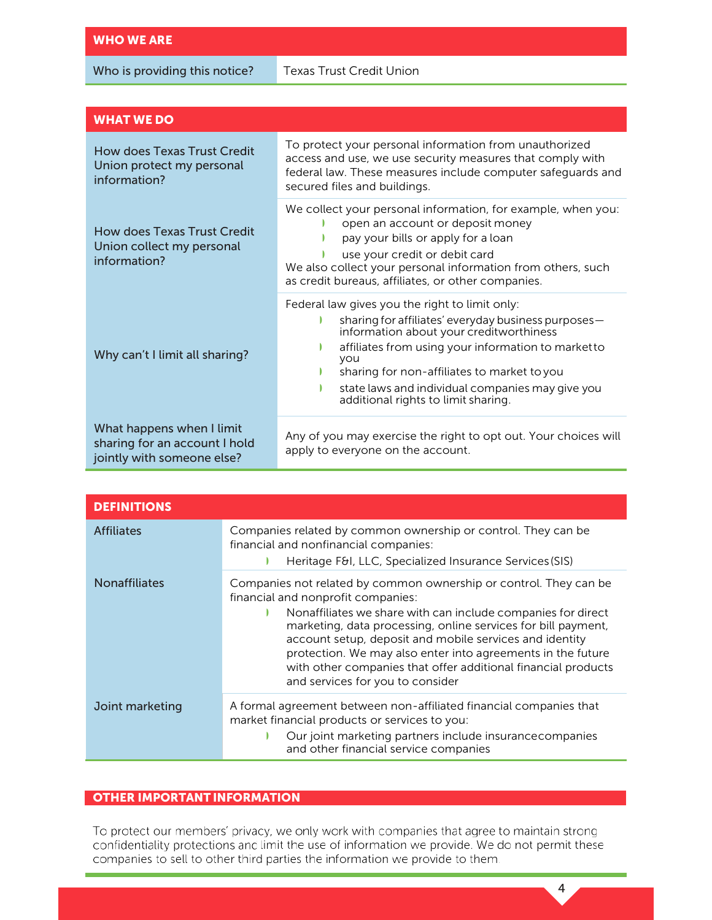| WHO WE ARE | |
|---|---|
| Who is providing this notice? | Texas Trust Credit Union |

| WHAT WE DO | |
|---|---|
| How does Texas Trust Credit Union protect my personal information? | To protect your personal information from unauthorized access and use, we use security measures that comply with federal law. These measures include computer safeguards and secured files and buildings. |
| How does Texas Trust Credit Union collect my personal information? | We collect your personal information, for example, when you:<br>- open an account or deposit money<br>- pay your bills or apply for a loan<br>- use your credit or debit card<br>We also collect your personal information from others, such as credit bureaus, affiliates, or other companies. |
| Why can't I limit all sharing? | Federal law gives you the right to limit only:<br>- sharing for affiliates' everyday business purposes—information about your creditworthiness<br>- affiliates from using your information to market to you<br>- sharing for non-affiliates to market to you<br>- state laws and individual companies may give you additional rights to limit sharing. |
| What happens when I limit sharing for an account I hold jointly with someone else? | Any of you may exercise the right to opt out. Your choices will apply to everyone on the account. |

| DEFINITIONS | |
|---|---|
| Affiliates | Companies related by common ownership or control. They can be financial and nonfinancial companies:<br>- Heritage F&I, LLC, Specialized Insurance Services (SIS) |
| Nonaffiliates | Companies not related by common ownership or control. They can be financial and nonprofit companies:<br>- Nonaffiliates we share with can include companies for direct marketing, data processing, online services for bill payment, account setup, deposit and mobile services and identity protection. We may also enter into agreements in the future with other companies that offer additional financial products and services for you to consider |
| Joint marketing | A formal agreement between non-affiliated financial companies that market financial products or services to you:<br>- Our joint marketing partners include insurance companies and other financial service companies |

## OTHER IMPORTANT INFORMATION

To protect our members' privacy, we only work with companies that agree to maintain strong confidentiality protections and limit the use of information we provide. We do not permit these companies to sell to other third parties the information we provide to them.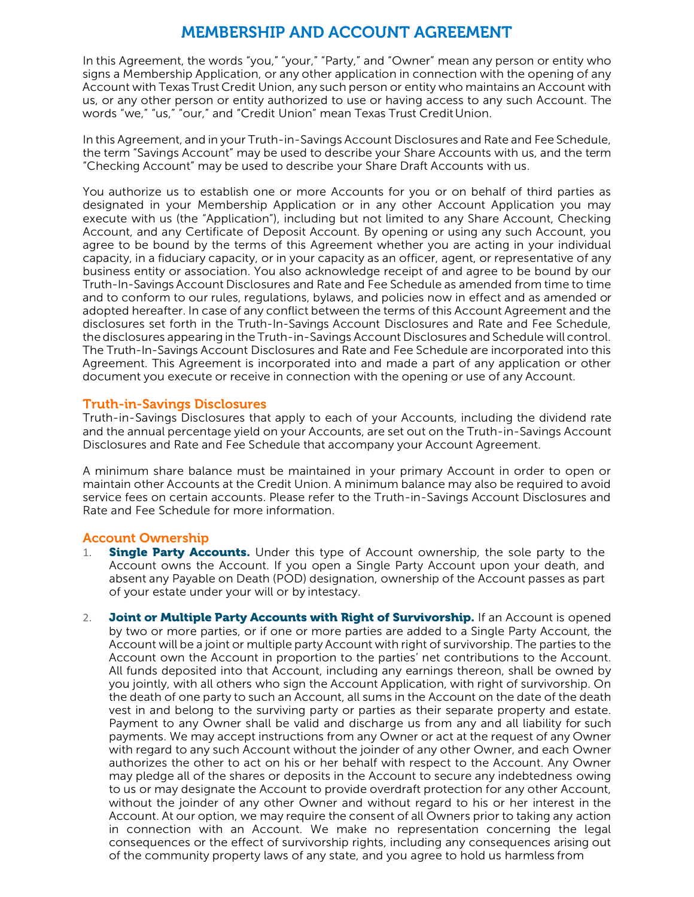# MEMBERSHIP AND ACCOUNT AGREEMENT

In this Agreement, the words "you," "your," "Party," and "Owner" mean any person or entity who signs a Membership Application, or any other application in connection with the opening of any Account with Texas Trust Credit Union, any such person or entity who maintains an Account with us, or any other person or entity authorized to use or having access to any such Account. The words "we," "us," "our," and "Credit Union" mean Texas Trust Credit Union.

In this Agreement, and in your Truth-in-Savings Account Disclosures and Rate and Fee Schedule, the term "Savings Account" may be used to describe your Share Accounts with us, and the term "Checking Account" may be used to describe your Share Draft Accounts with us.

You authorize us to establish one or more Accounts for you or on behalf of third parties as designated in your Membership Application or in any other Account Application you may execute with us (the "Application"), including but not limited to any Share Account, Checking Account, and any Certificate of Deposit Account. By opening or using any such Account, you agree to be bound by the terms of this Agreement whether you are acting in your individual capacity, in a fiduciary capacity, or in your capacity as an officer, agent, or representative of any business entity or association. You also acknowledge receipt of and agree to be bound by our Truth-In-Savings Account Disclosures and Rate and Fee Schedule as amended from time to time and to conform to our rules, regulations, bylaws, and policies now in effect and as amended or adopted hereafter. In case of any conflict between the terms of this Account Agreement and the disclosures set forth in the Truth-In-Savings Account Disclosures and Rate and Fee Schedule, the disclosures appearing in the Truth-in-Savings Account Disclosures and Schedule will control. The Truth-In-Savings Account Disclosures and Rate and Fee Schedule are incorporated into this Agreement. This Agreement is incorporated into and made a part of any application or other document you execute or receive in connection with the opening or use of any Account.

## Truth-in-Savings Disclosures

Truth-in-Savings Disclosures that apply to each of your Accounts, including the dividend rate and the annual percentage yield on your Accounts, are set out on the Truth-in-Savings Account Disclosures and Rate and Fee Schedule that accompany your Account Agreement.

A minimum share balance must be maintained in your primary Account in order to open or maintain other Accounts at the Credit Union. A minimum balance may also be required to avoid service fees on certain accounts. Please refer to the Truth-in-Savings Account Disclosures and Rate and Fee Schedule for more information.

## Account Ownership

1. **Single Party Accounts.** Under this type of Account ownership, the sole party to the Account owns the Account. If you open a Single Party Account upon your death, and absent any Payable on Death (POD) designation, ownership of the Account passes as part of your estate under your will or by intestacy.

2. **Joint or Multiple Party Accounts with Right of Survivorship.** If an Account is opened by two or more parties, or if one or more parties are added to a Single Party Account, the Account will be a joint or multiple party Account with right of survivorship. The parties to the Account own the Account in proportion to the parties' net contributions to the Account. All funds deposited into that Account, including any earnings thereon, shall be owned by you jointly, with all others who sign the Account Application, with right of survivorship. On the death of one party to such an Account, all sums in the Account on the date of the death vest in and belong to the surviving party or parties as their separate property and estate. Payment to any Owner shall be valid and discharge us from any and all liability for such payments. We may accept instructions from any Owner or act at the request of any Owner with regard to any such Account without the joinder of any other Owner, and each Owner authorizes the other to act on his or her behalf with respect to the Account. Any Owner may pledge all of the shares or deposits in the Account to secure any indebtedness owing to us or may designate the Account to provide overdraft protection for any other Account, without the joinder of any other Owner and without regard to his or her interest in the Account. At our option, we may require the consent of all Owners prior to taking any action in connection with an Account. We make no representation concerning the legal consequences or the effect of survivorship rights, including any consequences arising out of the community property laws of any state, and you agree to hold us harmless from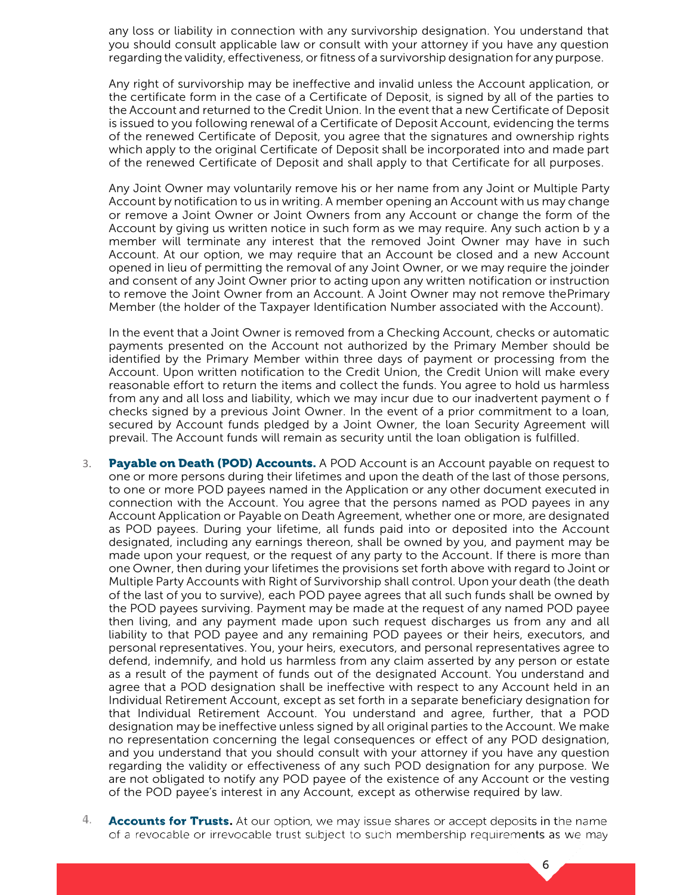any loss or liability in connection with any survivorship designation. You understand that you should consult applicable law or consult with your attorney if you have any question regarding the validity, effectiveness, or fitness of a survivorship designation for any purpose.

Any right of survivorship may be ineffective and invalid unless the Account application, or the certificate form in the case of a Certificate of Deposit, is signed by all of the parties to the Account and returned to the Credit Union. In the event that a new Certificate of Deposit is issued to you following renewal of a Certificate of Deposit Account, evidencing the terms of the renewed Certificate of Deposit, you agree that the signatures and ownership rights which apply to the original Certificate of Deposit shall be incorporated into and made part of the renewed Certificate of Deposit and shall apply to that Certificate for all purposes.

Any Joint Owner may voluntarily remove his or her name from any Joint or Multiple Party Account by notification to us in writing. A member opening an Account with us may change or remove a Joint Owner or Joint Owners from any Account or change the form of the Account by giving us written notice in such form as we may require. Any such action b y a member will terminate any interest that the removed Joint Owner may have in such Account. At our option, we may require that an Account be closed and a new Account opened in lieu of permitting the removal of any Joint Owner, or we may require the joinder and consent of any Joint Owner prior to acting upon any written notification or instruction to remove the Joint Owner from an Account. A Joint Owner may not remove thePrimary Member (the holder of the Taxpayer Identification Number associated with the Account).

In the event that a Joint Owner is removed from a Checking Account, checks or automatic payments presented on the Account not authorized by the Primary Member should be identified by the Primary Member within three days of payment or processing from the Account. Upon written notification to the Credit Union, the Credit Union will make every reasonable effort to return the items and collect the funds. You agree to hold us harmless from any and all loss and liability, which we may incur due to our inadvertent payment o f checks signed by a previous Joint Owner. In the event of a prior commitment to a loan, secured by Account funds pledged by a Joint Owner, the loan Security Agreement will prevail. The Account funds will remain as security until the loan obligation is fulfilled.

3. **Payable on Death (POD) Accounts.** A POD Account is an Account payable on request to one or more persons during their lifetimes and upon the death of the last of those persons, to one or more POD payees named in the Application or any other document executed in connection with the Account. You agree that the persons named as POD payees in any Account Application or Payable on Death Agreement, whether one or more, are designated as POD payees. During your lifetime, all funds paid into or deposited into the Account designated, including any earnings thereon, shall be owned by you, and payment may be made upon your request, or the request of any party to the Account. If there is more than one Owner, then during your lifetimes the provisions set forth above with regard to Joint or Multiple Party Accounts with Right of Survivorship shall control. Upon your death (the death of the last of you to survive), each POD payee agrees that all such funds shall be owned by the POD payees surviving. Payment may be made at the request of any named POD payee then living, and any payment made upon such request discharges us from any and all liability to that POD payee and any remaining POD payees or their heirs, executors, and personal representatives. You, your heirs, executors, and personal representatives agree to defend, indemnify, and hold us harmless from any claim asserted by any person or estate as a result of the payment of funds out of the designated Account. You understand and agree that a POD designation shall be ineffective with respect to any Account held in an Individual Retirement Account, except as set forth in a separate beneficiary designation for that Individual Retirement Account. You understand and agree, further, that a POD designation may be ineffective unless signed by all original parties to the Account. We make no representation concerning the legal consequences or effect of any POD designation, and you understand that you should consult with your attorney if you have any question regarding the validity or effectiveness of any such POD designation for any purpose. We are not obligated to notify any POD payee of the existence of any Account or the vesting of the POD payee's interest in any Account, except as otherwise required by law.

4. **Accounts for Trusts.** At our option, we may issue shares or accept deposits in the name of a revocable or irrevocable trust subject to such membership requirements as we may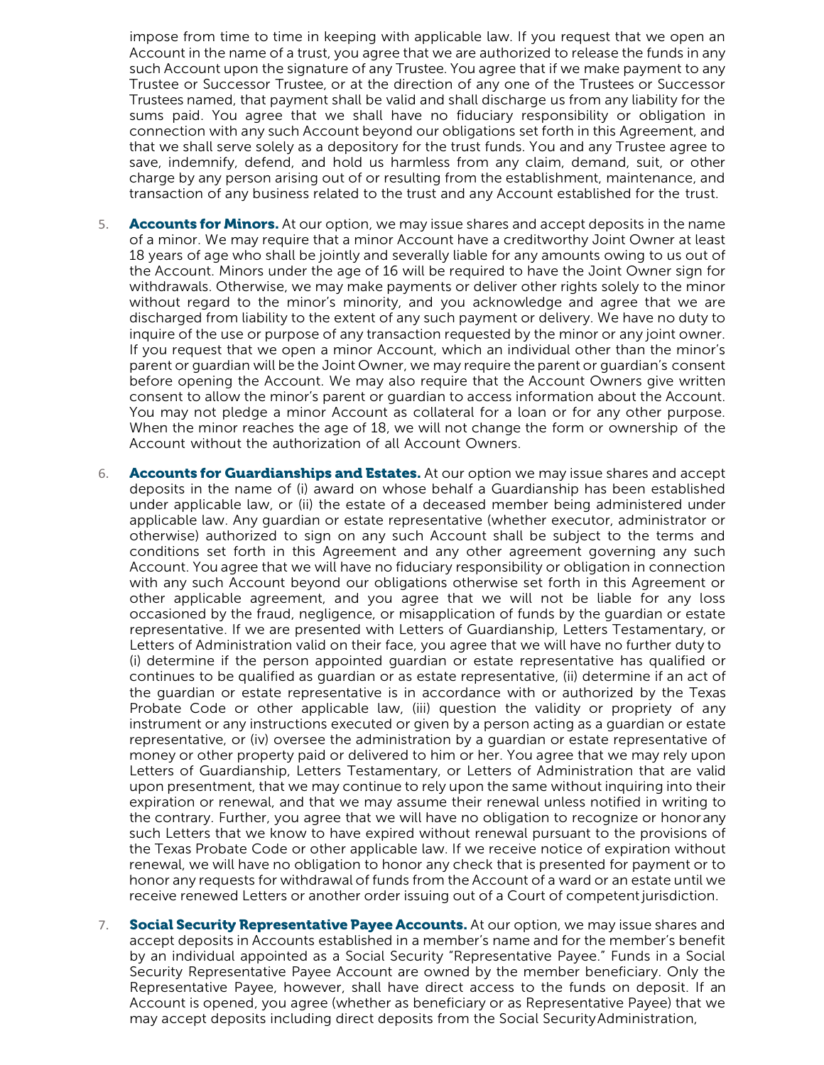impose from time to time in keeping with applicable law. If you request that we open an Account in the name of a trust, you agree that we are authorized to release the funds in any such Account upon the signature of any Trustee. You agree that if we make payment to any Trustee or Successor Trustee, or at the direction of any one of the Trustees or Successor Trustees named, that payment shall be valid and shall discharge us from any liability for the sums paid. You agree that we shall have no fiduciary responsibility or obligation in connection with any such Account beyond our obligations set forth in this Agreement, and that we shall serve solely as a depository for the trust funds. You and any Trustee agree to save, indemnify, defend, and hold us harmless from any claim, demand, suit, or other charge by any person arising out of or resulting from the establishment, maintenance, and transaction of any business related to the trust and any Account established for the trust.

5. **Accounts for Minors.** At our option, we may issue shares and accept deposits in the name of a minor. We may require that a minor Account have a creditworthy Joint Owner at least 18 years of age who shall be jointly and severally liable for any amounts owing to us out of the Account. Minors under the age of 16 will be required to have the Joint Owner sign for withdrawals. Otherwise, we may make payments or deliver other rights solely to the minor without regard to the minor's minority, and you acknowledge and agree that we are discharged from liability to the extent of any such payment or delivery. We have no duty to inquire of the use or purpose of any transaction requested by the minor or any joint owner. If you request that we open a minor Account, which an individual other than the minor's parent or guardian will be the Joint Owner, we may require the parent or guardian's consent before opening the Account. We may also require that the Account Owners give written consent to allow the minor's parent or guardian to access information about the Account. You may not pledge a minor Account as collateral for a loan or for any other purpose. When the minor reaches the age of 18, we will not change the form or ownership of the Account without the authorization of all Account Owners.

6. **Accounts for Guardianships and Estates.** At our option we may issue shares and accept deposits in the name of (i) award on whose behalf a Guardianship has been established under applicable law, or (ii) the estate of a deceased member being administered under applicable law. Any guardian or estate representative (whether executor, administrator or otherwise) authorized to sign on any such Account shall be subject to the terms and conditions set forth in this Agreement and any other agreement governing any such Account. You agree that we will have no fiduciary responsibility or obligation in connection with any such Account beyond our obligations otherwise set forth in this Agreement or other applicable agreement, and you agree that we will not be liable for any loss occasioned by the fraud, negligence, or misapplication of funds by the guardian or estate representative. If we are presented with Letters of Guardianship, Letters Testamentary, or Letters of Administration valid on their face, you agree that we will have no further duty to (i) determine if the person appointed guardian or estate representative has qualified or continues to be qualified as guardian or as estate representative, (ii) determine if an act of the guardian or estate representative is in accordance with or authorized by the Texas Probate Code or other applicable law, (iii) question the validity or propriety of any instrument or any instructions executed or given by a person acting as a guardian or estate representative, or (iv) oversee the administration by a guardian or estate representative of money or other property paid or delivered to him or her. You agree that we may rely upon Letters of Guardianship, Letters Testamentary, or Letters of Administration that are valid upon presentment, that we may continue to rely upon the same without inquiring into their expiration or renewal, and that we may assume their renewal unless notified in writing to the contrary. Further, you agree that we will have no obligation to recognize or honor any such Letters that we know to have expired without renewal pursuant to the provisions of the Texas Probate Code or other applicable law. If we receive notice of expiration without renewal, we will have no obligation to honor any check that is presented for payment or to honor any requests for withdrawal of funds from the Account of a ward or an estate until we receive renewed Letters or another order issuing out of a Court of competent jurisdiction.

7. **Social Security Representative Payee Accounts.** At our option, we may issue shares and accept deposits in Accounts established in a member's name and for the member's benefit by an individual appointed as a Social Security "Representative Payee." Funds in a Social Security Representative Payee Account are owned by the member beneficiary. Only the Representative Payee, however, shall have direct access to the funds on deposit. If an Account is opened, you agree (whether as beneficiary or as Representative Payee) that we may accept deposits including direct deposits from the Social Security Administration,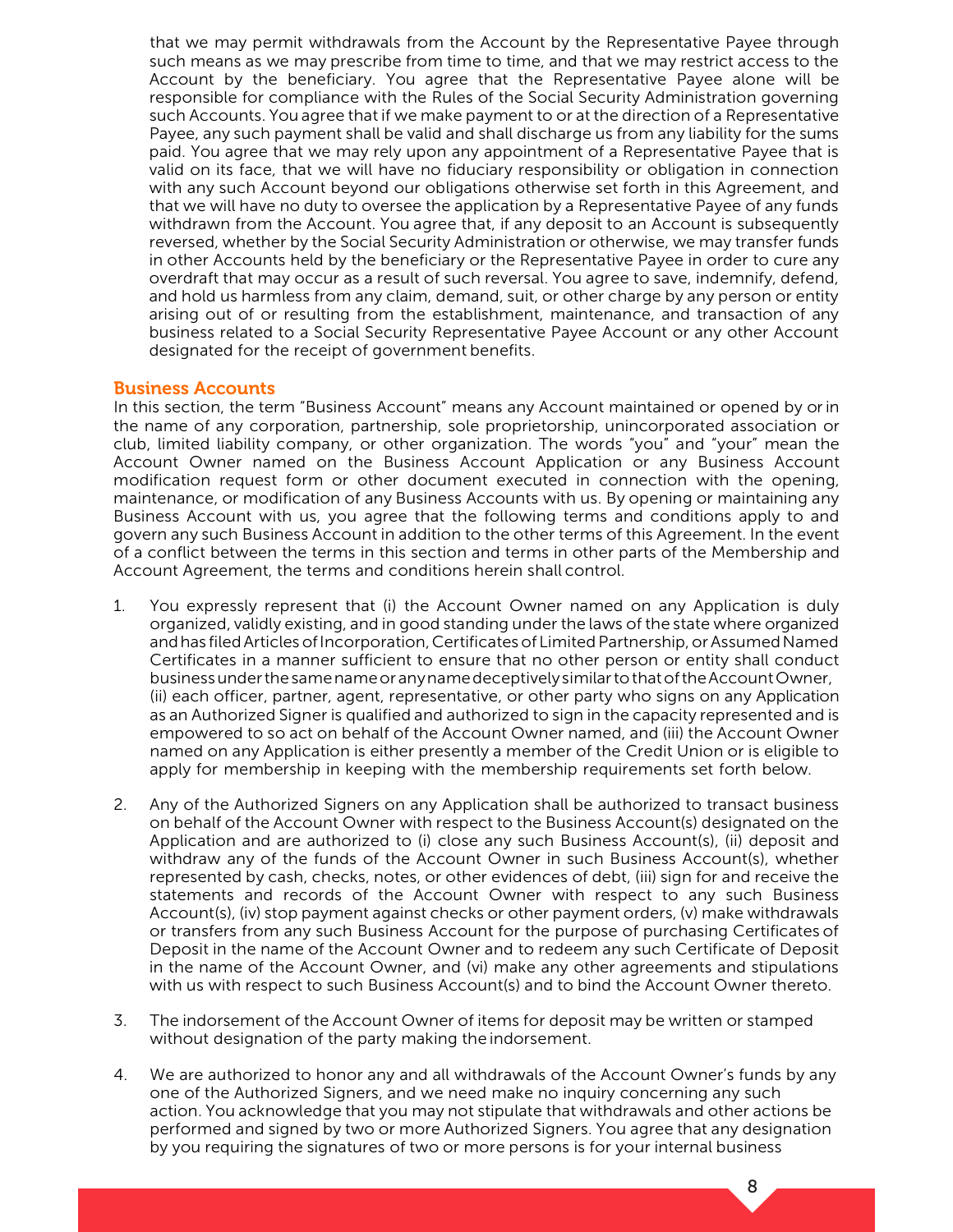that we may permit withdrawals from the Account by the Representative Payee through such means as we may prescribe from time to time, and that we may restrict access to the Account by the beneficiary. You agree that the Representative Payee alone will be responsible for compliance with the Rules of the Social Security Administration governing such Accounts. You agree that if we make payment to or at the direction of a Representative Payee, any such payment shall be valid and shall discharge us from any liability for the sums paid. You agree that we may rely upon any appointment of a Representative Payee that is valid on its face, that we will have no fiduciary responsibility or obligation in connection with any such Account beyond our obligations otherwise set forth in this Agreement, and that we will have no duty to oversee the application by a Representative Payee of any funds withdrawn from the Account. You agree that, if any deposit to an Account is subsequently reversed, whether by the Social Security Administration or otherwise, we may transfer funds in other Accounts held by the beneficiary or the Representative Payee in order to cure any overdraft that may occur as a result of such reversal. You agree to save, indemnify, defend, and hold us harmless from any claim, demand, suit, or other charge by any person or entity arising out of or resulting from the establishment, maintenance, and transaction of any business related to a Social Security Representative Payee Account or any other Account designated for the receipt of government benefits.

## Business Accounts

In this section, the term "Business Account" means any Account maintained or opened by or in the name of any corporation, partnership, sole proprietorship, unincorporated association or club, limited liability company, or other organization. The words "you" and "your" mean the Account Owner named on the Business Account Application or any Business Account modification request form or other document executed in connection with the opening, maintenance, or modification of any Business Accounts with us. By opening or maintaining any Business Account with us, you agree that the following terms and conditions apply to and govern any such Business Account in addition to the other terms of this Agreement. In the event of a conflict between the terms in this section and terms in other parts of the Membership and Account Agreement, the terms and conditions herein shall control.

1. You expressly represent that (i) the Account Owner named on any Application is duly organized, validly existing, and in good standing under the laws of the state where organized and has filed Articles of Incorporation, Certificates of Limited Partnership, or Assumed Named Certificates in a manner sufficient to ensure that no other person or entity shall conduct business under the same name or any name deceptively similar to that of the Account Owner, (ii) each officer, partner, agent, representative, or other party who signs on any Application as an Authorized Signer is qualified and authorized to sign in the capacity represented and is empowered to so act on behalf of the Account Owner named, and (iii) the Account Owner named on any Application is either presently a member of the Credit Union or is eligible to apply for membership in keeping with the membership requirements set forth below.

2. Any of the Authorized Signers on any Application shall be authorized to transact business on behalf of the Account Owner with respect to the Business Account(s) designated on the Application and are authorized to (i) close any such Business Account(s), (ii) deposit and withdraw any of the funds of the Account Owner in such Business Account(s), whether represented by cash, checks, notes, or other evidences of debt, (iii) sign for and receive the statements and records of the Account Owner with respect to any such Business Account(s), (iv) stop payment against checks or other payment orders, (v) make withdrawals or transfers from any such Business Account for the purpose of purchasing Certificates of Deposit in the name of the Account Owner and to redeem any such Certificate of Deposit in the name of the Account Owner, and (vi) make any other agreements and stipulations with us with respect to such Business Account(s) and to bind the Account Owner thereto.

3. The indorsement of the Account Owner of items for deposit may be written or stamped without designation of the party making the indorsement.

4. We are authorized to honor any and all withdrawals of the Account Owner's funds by any one of the Authorized Signers, and we need make no inquiry concerning any such action. You acknowledge that you may not stipulate that withdrawals and other actions be performed and signed by two or more Authorized Signers. You agree that any designation by you requiring the signatures of two or more persons is for your internal business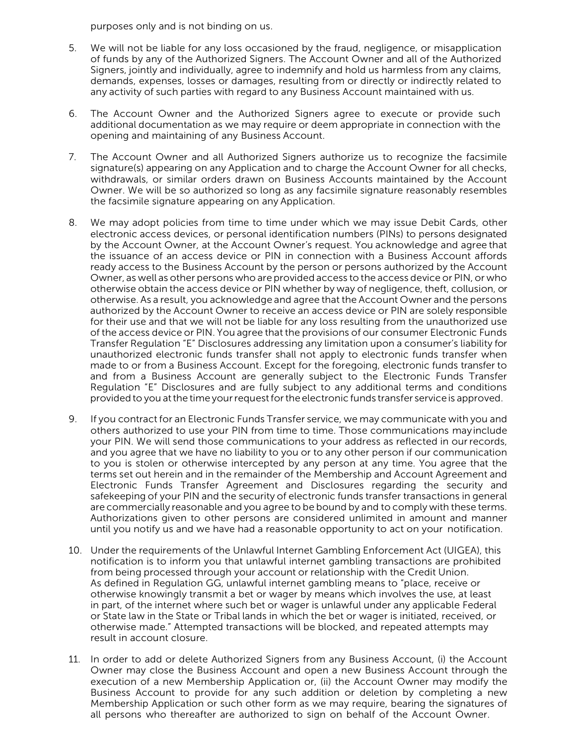purposes only and is not binding on us.

5. We will not be liable for any loss occasioned by the fraud, negligence, or misapplication of funds by any of the Authorized Signers. The Account Owner and all of the Authorized Signers, jointly and individually, agree to indemnify and hold us harmless from any claims, demands, expenses, losses or damages, resulting from or directly or indirectly related to any activity of such parties with regard to any Business Account maintained with us.

6. The Account Owner and the Authorized Signers agree to execute or provide such additional documentation as we may require or deem appropriate in connection with the opening and maintaining of any Business Account.

7. The Account Owner and all Authorized Signers authorize us to recognize the facsimile signature(s) appearing on any Application and to charge the Account Owner for all checks, withdrawals, or similar orders drawn on Business Accounts maintained by the Account Owner. We will be so authorized so long as any facsimile signature reasonably resembles the facsimile signature appearing on any Application.

8. We may adopt policies from time to time under which we may issue Debit Cards, other electronic access devices, or personal identification numbers (PINs) to persons designated by the Account Owner, at the Account Owner's request. You acknowledge and agree that the issuance of an access device or PIN in connection with a Business Account affords ready access to the Business Account by the person or persons authorized by the Account Owner, as well as other persons who are provided access to the access device or PIN, or who otherwise obtain the access device or PIN whether by way of negligence, theft, collusion, or otherwise. As a result, you acknowledge and agree that the Account Owner and the persons authorized by the Account Owner to receive an access device or PIN are solely responsible for their use and that we will not be liable for any loss resulting from the unauthorized use of the access device or PIN. You agree that the provisions of our consumer Electronic Funds Transfer Regulation "E" Disclosures addressing any limitation upon a consumer's liability for unauthorized electronic funds transfer shall not apply to electronic funds transfer when made to or from a Business Account. Except for the foregoing, electronic funds transfer to and from a Business Account are generally subject to the Electronic Funds Transfer Regulation "E" Disclosures and are fully subject to any additional terms and conditions provided to you at the time your request for the electronic funds transfer service is approved.

9. If you contract for an Electronic Funds Transfer service, we may communicate with you and others authorized to use your PIN from time to time. Those communications may include your PIN. We will send those communications to your address as reflected in our records, and you agree that we have no liability to you or to any other person if our communication to you is stolen or otherwise intercepted by any person at any time. You agree that the terms set out herein and in the remainder of the Membership and Account Agreement and Electronic Funds Transfer Agreement and Disclosures regarding the security and safekeeping of your PIN and the security of electronic funds transfer transactions in general are commercially reasonable and you agree to be bound by and to comply with these terms. Authorizations given to other persons are considered unlimited in amount and manner until you notify us and we have had a reasonable opportunity to act on your notification.

10. Under the requirements of the Unlawful Internet Gambling Enforcement Act (UIGEA), this notification is to inform you that unlawful internet gambling transactions are prohibited from being processed through your account or relationship with the Credit Union. As defined in Regulation GG, unlawful internet gambling means to "place, receive or otherwise knowingly transmit a bet or wager by means which involves the use, at least in part, of the internet where such bet or wager is unlawful under any applicable Federal or State law in the State or Tribal lands in which the bet or wager is initiated, received, or otherwise made." Attempted transactions will be blocked, and repeated attempts may result in account closure.

11. In order to add or delete Authorized Signers from any Business Account, (i) the Account Owner may close the Business Account and open a new Business Account through the execution of a new Membership Application or, (ii) the Account Owner may modify the Business Account to provide for any such addition or deletion by completing a new Membership Application or such other form as we may require, bearing the signatures of all persons who thereafter are authorized to sign on behalf of the Account Owner.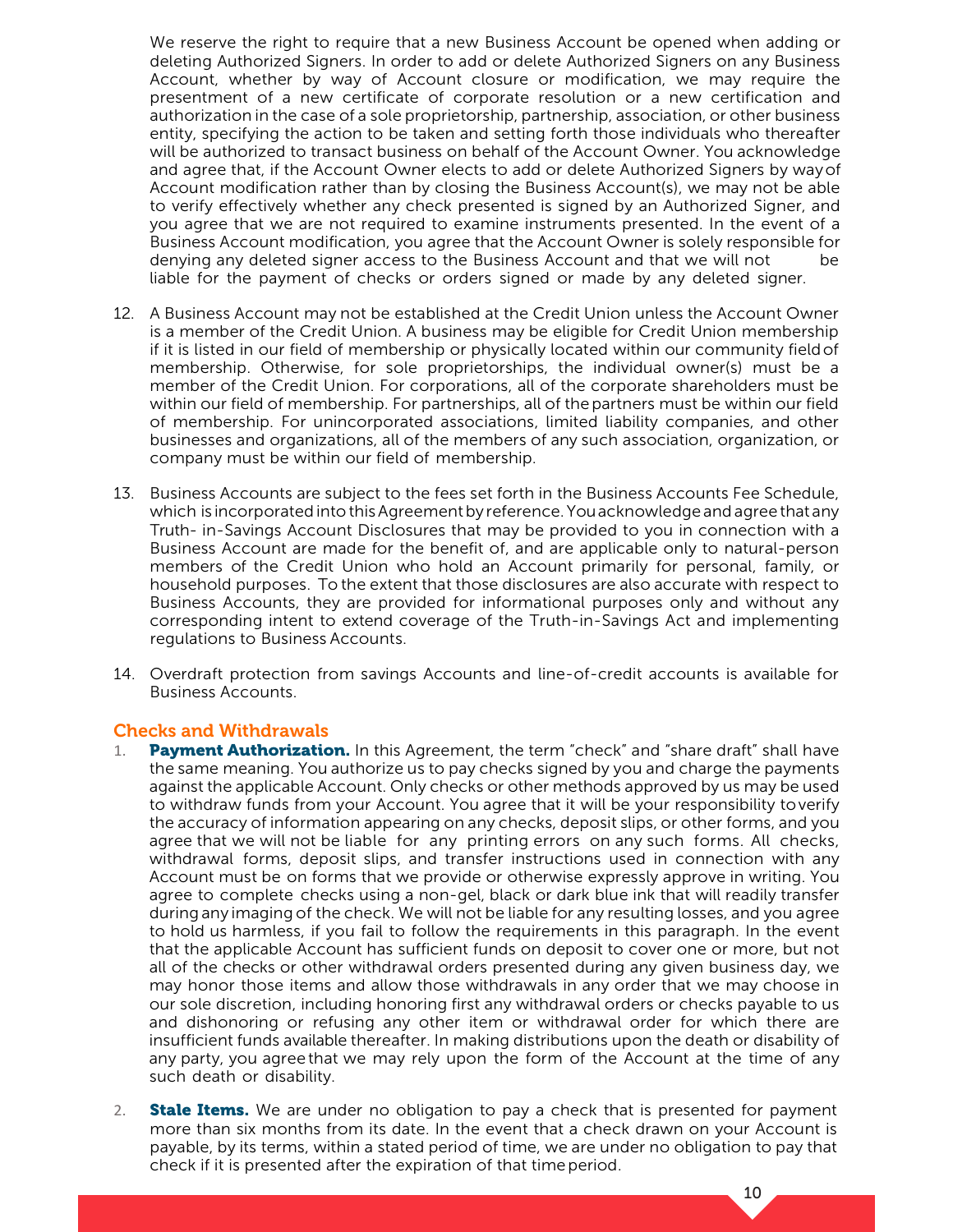We reserve the right to require that a new Business Account be opened when adding or deleting Authorized Signers. In order to add or delete Authorized Signers on any Business Account, whether by way of Account closure or modification, we may require the presentment of a new certificate of corporate resolution or a new certification and authorization in the case of a sole proprietorship, partnership, association, or other business entity, specifying the action to be taken and setting forth those individuals who thereafter will be authorized to transact business on behalf of the Account Owner. You acknowledge and agree that, if the Account Owner elects to add or delete Authorized Signers by way of Account modification rather than by closing the Business Account(s), we may not be able to verify effectively whether any check presented is signed by an Authorized Signer, and you agree that we are not required to examine instruments presented. In the event of a Business Account modification, you agree that the Account Owner is solely responsible for denying any deleted signer access to the Business Account and that we will not be liable for the payment of checks or orders signed or made by any deleted signer.

12. A Business Account may not be established at the Credit Union unless the Account Owner is a member of the Credit Union. A business may be eligible for Credit Union membership if it is listed in our field of membership or physically located within our community field of membership. Otherwise, for sole proprietorships, the individual owner(s) must be a member of the Credit Union. For corporations, all of the corporate shareholders must be within our field of membership. For partnerships, all of the partners must be within our field of membership. For unincorporated associations, limited liability companies, and other businesses and organizations, all of the members of any such association, organization, or company must be within our field of membership.

13. Business Accounts are subject to the fees set forth in the Business Accounts Fee Schedule, which is incorporated into this Agreement by reference. You acknowledge and agree that any Truth- in-Savings Account Disclosures that may be provided to you in connection with a Business Account are made for the benefit of, and are applicable only to natural-person members of the Credit Union who hold an Account primarily for personal, family, or household purposes. To the extent that those disclosures are also accurate with respect to Business Accounts, they are provided for informational purposes only and without any corresponding intent to extend coverage of the Truth-in-Savings Act and implementing regulations to Business Accounts.

14. Overdraft protection from savings Accounts and line-of-credit accounts is available for Business Accounts.

## Checks and Withdrawals

1. **Payment Authorization.** In this Agreement, the term "check" and "share draft" shall have the same meaning. You authorize us to pay checks signed by you and charge the payments against the applicable Account. Only checks or other methods approved by us may be used to withdraw funds from your Account. You agree that it will be your responsibility to verify the accuracy of information appearing on any checks, deposit slips, or other forms, and you agree that we will not be liable for any printing errors on any such forms. All checks, withdrawal forms, deposit slips, and transfer instructions used in connection with any Account must be on forms that we provide or otherwise expressly approve in writing. You agree to complete checks using a non-gel, black or dark blue ink that will readily transfer during any imaging of the check. We will not be liable for any resulting losses, and you agree to hold us harmless, if you fail to follow the requirements in this paragraph. In the event that the applicable Account has sufficient funds on deposit to cover one or more, but not all of the checks or other withdrawal orders presented during any given business day, we may honor those items and allow those withdrawals in any order that we may choose in our sole discretion, including honoring first any withdrawal orders or checks payable to us and dishonoring or refusing any other item or withdrawal order for which there are insufficient funds available thereafter. In making distributions upon the death or disability of any party, you agree that we may rely upon the form of the Account at the time of any such death or disability.

2. **Stale Items.** We are under no obligation to pay a check that is presented for payment more than six months from its date. In the event that a check drawn on your Account is payable, by its terms, within a stated period of time, we are under no obligation to pay that check if it is presented after the expiration of that time period.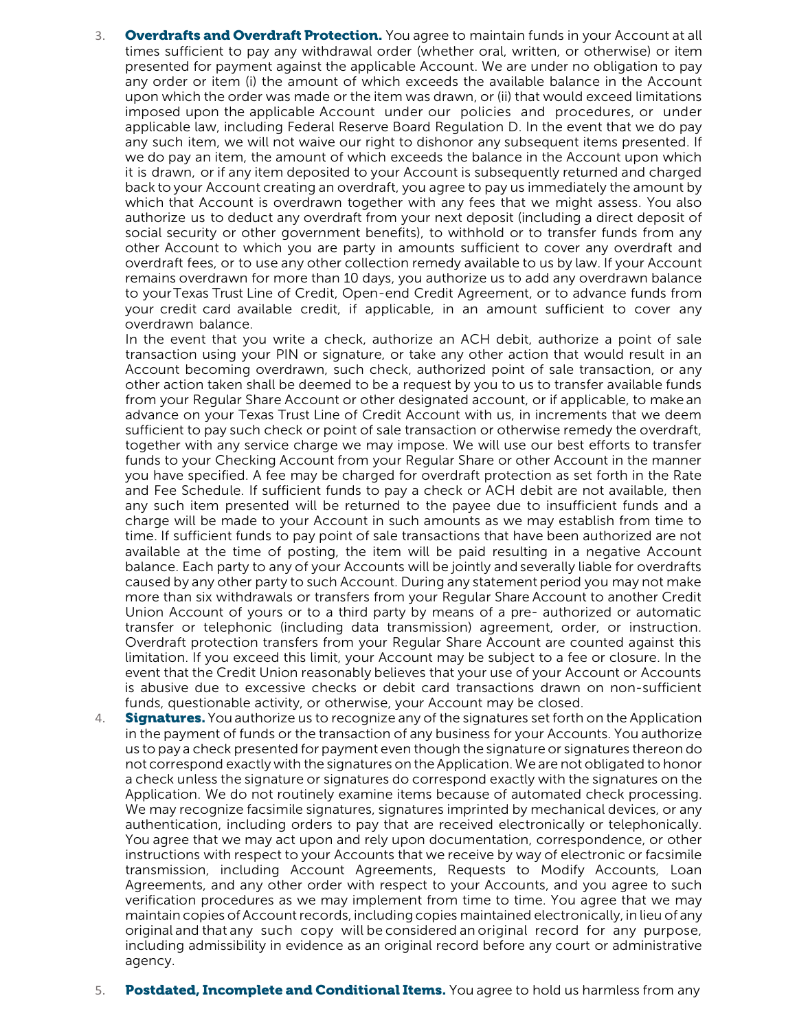3. **Overdrafts and Overdraft Protection.** You agree to maintain funds in your Account at all times sufficient to pay any withdrawal order (whether oral, written, or otherwise) or item presented for payment against the applicable Account. We are under no obligation to pay any order or item (i) the amount of which exceeds the available balance in the Account upon which the order was made or the item was drawn, or (ii) that would exceed limitations imposed upon the applicable Account under our policies and procedures, or under applicable law, including Federal Reserve Board Regulation D. In the event that we do pay any such item, we will not waive our right to dishonor any subsequent items presented. If we do pay an item, the amount of which exceeds the balance in the Account upon which it is drawn, or if any item deposited to your Account is subsequently returned and charged back to your Account creating an overdraft, you agree to pay us immediately the amount by which that Account is overdrawn together with any fees that we might assess. You also authorize us to deduct any overdraft from your next deposit (including a direct deposit of social security or other government benefits), to withhold or to transfer funds from any other Account to which you are party in amounts sufficient to cover any overdraft and overdraft fees, or to use any other collection remedy available to us by law. If your Account remains overdrawn for more than 10 days, you authorize us to add any overdrawn balance to your Texas Trust Line of Credit, Open-end Credit Agreement, or to advance funds from your credit card available credit, if applicable, in an amount sufficient to cover any overdrawn balance.

   In the event that you write a check, authorize an ACH debit, authorize a point of sale transaction using your PIN or signature, or take any other action that would result in an Account becoming overdrawn, such check, authorized point of sale transaction, or any other action taken shall be deemed to be a request by you to us to transfer available funds from your Regular Share Account or other designated account, or if applicable, to make an advance on your Texas Trust Line of Credit Account with us, in increments that we deem sufficient to pay such check or point of sale transaction or otherwise remedy the overdraft, together with any service charge we may impose. We will use our best efforts to transfer funds to your Checking Account from your Regular Share or other Account in the manner you have specified. A fee may be charged for overdraft protection as set forth in the Rate and Fee Schedule. If sufficient funds to pay a check or ACH debit are not available, then any such item presented will be returned to the payee due to insufficient funds and a charge will be made to your Account in such amounts as we may establish from time to time. If sufficient funds to pay point of sale transactions that have been authorized are not available at the time of posting, the item will be paid resulting in a negative Account balance. Each party to any of your Accounts will be jointly and severally liable for overdrafts caused by any other party to such Account. During any statement period you may not make more than six withdrawals or transfers from your Regular Share Account to another Credit Union Account of yours or to a third party by means of a pre- authorized or automatic transfer or telephonic (including data transmission) agreement, order, or instruction. Overdraft protection transfers from your Regular Share Account are counted against this limitation. If you exceed this limit, your Account may be subject to a fee or closure. In the event that the Credit Union reasonably believes that your use of your Account or Accounts is abusive due to excessive checks or debit card transactions drawn on non-sufficient funds, questionable activity, or otherwise, your Account may be closed.

4. **Signatures.** You authorize us to recognize any of the signatures set forth on the Application in the payment of funds or the transaction of any business for your Accounts. You authorize us to pay a check presented for payment even though the signature or signatures thereon do not correspond exactly with the signatures on the Application. We are not obligated to honor a check unless the signature or signatures do correspond exactly with the signatures on the Application. We do not routinely examine items because of automated check processing. We may recognize facsimile signatures, signatures imprinted by mechanical devices, or any authentication, including orders to pay that are received electronically or telephonically. You agree that we may act upon and rely upon documentation, correspondence, or other instructions with respect to your Accounts that we receive by way of electronic or facsimile transmission, including Account Agreements, Requests to Modify Accounts, Loan Agreements, and any other order with respect to your Accounts, and you agree to such verification procedures as we may implement from time to time. You agree that we may maintain copies of Account records, including copies maintained electronically, in lieu of any original and that any such copy will be considered an original record for any purpose, including admissibility in evidence as an original record before any court or administrative agency.

5. **Postdated, Incomplete and Conditional Items.** You agree to hold us harmless from any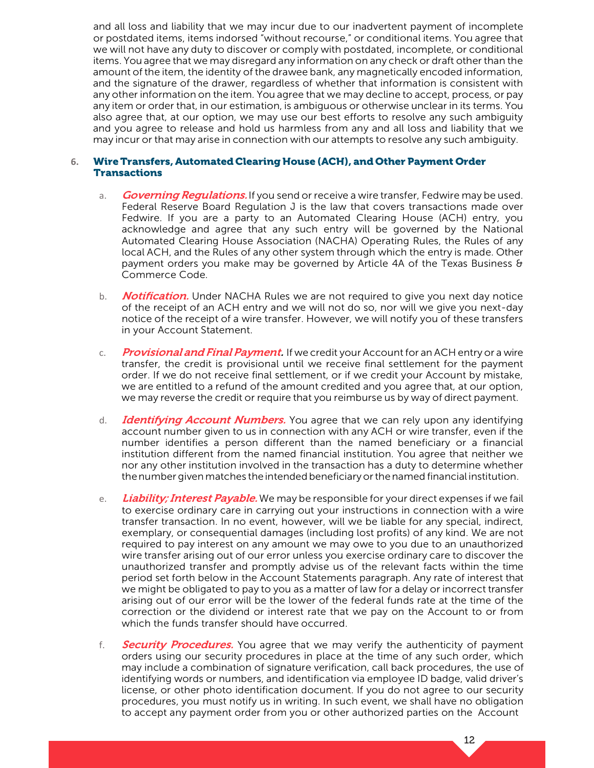and all loss and liability that we may incur due to our inadvertent payment of incomplete or postdated items, items indorsed "without recourse," or conditional items. You agree that we will not have any duty to discover or comply with postdated, incomplete, or conditional items. You agree that we may disregard any information on any check or draft other than the amount of the item, the identity of the drawee bank, any magnetically encoded information, and the signature of the drawer, regardless of whether that information is consistent with any other information on the item. You agree that we may decline to accept, process, or pay any item or order that, in our estimation, is ambiguous or otherwise unclear in its terms. You also agree that, at our option, we may use our best efforts to resolve any such ambiguity and you agree to release and hold us harmless from any and all loss and liability that we may incur or that may arise in connection with our attempts to resolve any such ambiguity.

### 6. Wire Transfers, Automated Clearing House (ACH), and Other Payment Order Transactions

a. ***Governing Regulations.*** If you send or receive a wire transfer, Fedwire may be used. Federal Reserve Board Regulation J is the law that covers transactions made over Fedwire. If you are a party to an Automated Clearing House (ACH) entry, you acknowledge and agree that any such entry will be governed by the National Automated Clearing House Association (NACHA) Operating Rules, the Rules of any local ACH, and the Rules of any other system through which the entry is made. Other payment orders you make may be governed by Article 4A of the Texas Business & Commerce Code.

b. ***Notification.*** Under NACHA Rules we are not required to give you next day notice of the receipt of an ACH entry and we will not do so, nor will we give you next-day notice of the receipt of a wire transfer. However, we will notify you of these transfers in your Account Statement.

c. ***Provisional and Final Payment.*** If we credit your Account for an ACH entry or a wire transfer, the credit is provisional until we receive final settlement for the payment order. If we do not receive final settlement, or if we credit your Account by mistake, we are entitled to a refund of the amount credited and you agree that, at our option, we may reverse the credit or require that you reimburse us by way of direct payment.

d. ***Identifying Account Numbers.*** You agree that we can rely upon any identifying account number given to us in connection with any ACH or wire transfer, even if the number identifies a person different than the named beneficiary or a financial institution different from the named financial institution. You agree that neither we nor any other institution involved in the transaction has a duty to determine whether the number given matches the intended beneficiary or the named financial institution.

e. ***Liability; Interest Payable.*** We may be responsible for your direct expenses if we fail to exercise ordinary care in carrying out your instructions in connection with a wire transfer transaction. In no event, however, will we be liable for any special, indirect, exemplary, or consequential damages (including lost profits) of any kind. We are not required to pay interest on any amount we may owe to you due to an unauthorized wire transfer arising out of our error unless you exercise ordinary care to discover the unauthorized transfer and promptly advise us of the relevant facts within the time period set forth below in the Account Statements paragraph. Any rate of interest that we might be obligated to pay to you as a matter of law for a delay or incorrect transfer arising out of our error will be the lower of the federal funds rate at the time of the correction or the dividend or interest rate that we pay on the Account to or from which the funds transfer should have occurred.

f. ***Security Procedures.*** You agree that we may verify the authenticity of payment orders using our security procedures in place at the time of any such order, which may include a combination of signature verification, call back procedures, the use of identifying words or numbers, and identification via employee ID badge, valid driver's license, or other photo identification document. If you do not agree to our security procedures, you must notify us in writing. In such event, we shall have no obligation to accept any payment order from you or other authorized parties on the Account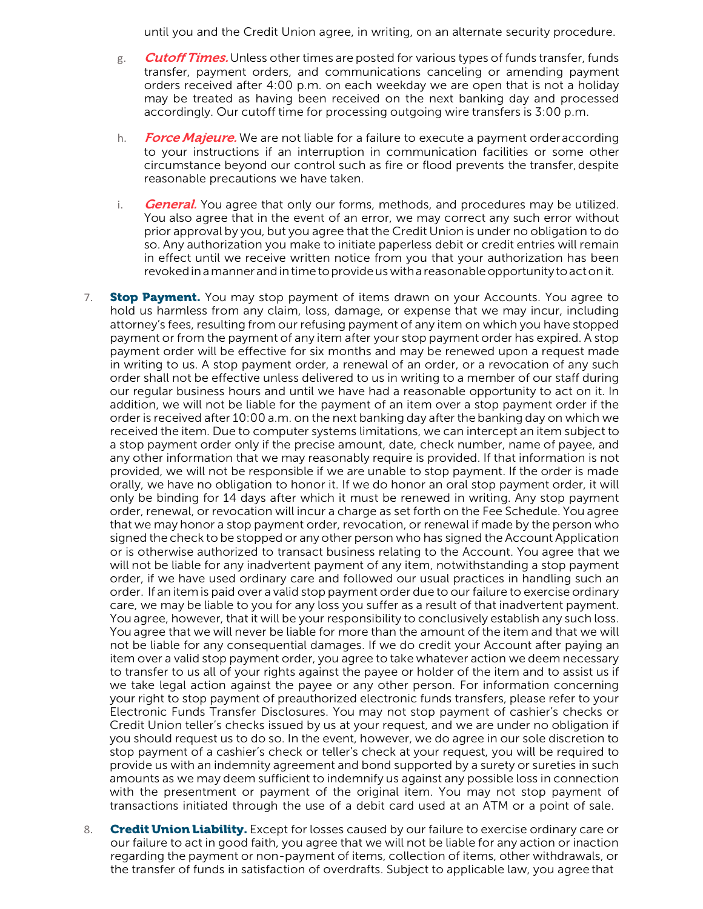until you and the Credit Union agree, in writing, on an alternate security procedure.

g. ***Cutoff Times.*** Unless other times are posted for various types of funds transfer, funds transfer, payment orders, and communications canceling or amending payment orders received after 4:00 p.m. on each weekday we are open that is not a holiday may be treated as having been received on the next banking day and processed accordingly. Our cutoff time for processing outgoing wire transfers is 3:00 p.m.

h. ***Force Majeure.*** We are not liable for a failure to execute a payment order according to your instructions if an interruption in communication facilities or some other circumstance beyond our control such as fire or flood prevents the transfer, despite reasonable precautions we have taken.

i. ***General.*** You agree that only our forms, methods, and procedures may be utilized. You also agree that in the event of an error, we may correct any such error without prior approval by you, but you agree that the Credit Union is under no obligation to do so. Any authorization you make to initiate paperless debit or credit entries will remain in effect until we receive written notice from you that your authorization has been revoked in a manner and in time to provide us with a reasonable opportunity to act on it.

7. **Stop Payment.** You may stop payment of items drawn on your Accounts. You agree to hold us harmless from any claim, loss, damage, or expense that we may incur, including attorney's fees, resulting from our refusing payment of any item on which you have stopped payment or from the payment of any item after your stop payment order has expired. A stop payment order will be effective for six months and may be renewed upon a request made in writing to us. A stop payment order, a renewal of an order, or a revocation of any such order shall not be effective unless delivered to us in writing to a member of our staff during our regular business hours and until we have had a reasonable opportunity to act on it. In addition, we will not be liable for the payment of an item over a stop payment order if the order is received after 10:00 a.m. on the next banking day after the banking day on which we received the item. Due to computer systems limitations, we can intercept an item subject to a stop payment order only if the precise amount, date, check number, name of payee, and any other information that we may reasonably require is provided. If that information is not provided, we will not be responsible if we are unable to stop payment. If the order is made orally, we have no obligation to honor it. If we do honor an oral stop payment order, it will only be binding for 14 days after which it must be renewed in writing. Any stop payment order, renewal, or revocation will incur a charge as set forth on the Fee Schedule. You agree that we may honor a stop payment order, revocation, or renewal if made by the person who signed the check to be stopped or any other person who has signed the Account Application or is otherwise authorized to transact business relating to the Account. You agree that we will not be liable for any inadvertent payment of any item, notwithstanding a stop payment order, if we have used ordinary care and followed our usual practices in handling such an order. If an item is paid over a valid stop payment order due to our failure to exercise ordinary care, we may be liable to you for any loss you suffer as a result of that inadvertent payment. You agree, however, that it will be your responsibility to conclusively establish any such loss. You agree that we will never be liable for more than the amount of the item and that we will not be liable for any consequential damages. If we do credit your Account after paying an item over a valid stop payment order, you agree to take whatever action we deem necessary to transfer to us all of your rights against the payee or holder of the item and to assist us if we take legal action against the payee or any other person. For information concerning your right to stop payment of preauthorized electronic funds transfers, please refer to your Electronic Funds Transfer Disclosures. You may not stop payment of cashier's checks or Credit Union teller's checks issued by us at your request, and we are under no obligation if you should request us to do so. In the event, however, we do agree in our sole discretion to stop payment of a cashier's check or teller's check at your request, you will be required to provide us with an indemnity agreement and bond supported by a surety or sureties in such amounts as we may deem sufficient to indemnify us against any possible loss in connection with the presentment or payment of the original item. You may not stop payment of transactions initiated through the use of a debit card used at an ATM or a point of sale.

8. **Credit Union Liability.** Except for losses caused by our failure to exercise ordinary care or our failure to act in good faith, you agree that we will not be liable for any action or inaction regarding the payment or non-payment of items, collection of items, other withdrawals, or the transfer of funds in satisfaction of overdrafts. Subject to applicable law, you agree that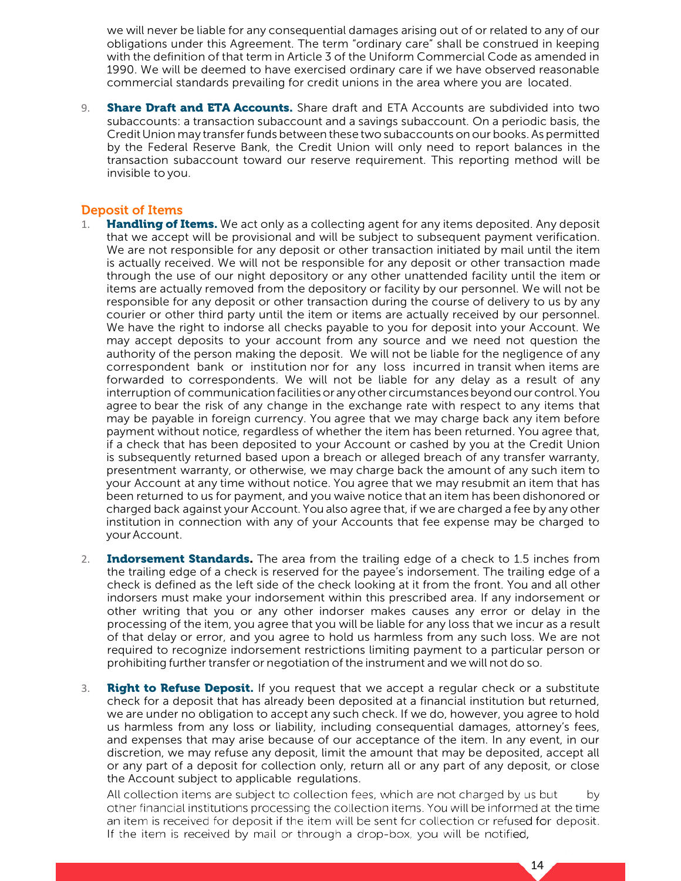we will never be liable for any consequential damages arising out of or related to any of our obligations under this Agreement. The term "ordinary care" shall be construed in keeping with the definition of that term in Article 3 of the Uniform Commercial Code as amended in 1990. We will be deemed to have exercised ordinary care if we have observed reasonable commercial standards prevailing for credit unions in the area where you are located.

9. **Share Draft and ETA Accounts.** Share draft and ETA Accounts are subdivided into two subaccounts: a transaction subaccount and a savings subaccount. On a periodic basis, the Credit Union may transfer funds between these two subaccounts on our books. As permitted by the Federal Reserve Bank, the Credit Union will only need to report balances in the transaction subaccount toward our reserve requirement. This reporting method will be invisible to you.

## Deposit of Items

1. **Handling of Items.** We act only as a collecting agent for any items deposited. Any deposit that we accept will be provisional and will be subject to subsequent payment verification. We are not responsible for any deposit or other transaction initiated by mail until the item is actually received. We will not be responsible for any deposit or other transaction made through the use of our night depository or any other unattended facility until the item or items are actually removed from the depository or facility by our personnel. We will not be responsible for any deposit or other transaction during the course of delivery to us by any courier or other third party until the item or items are actually received by our personnel. We have the right to indorse all checks payable to you for deposit into your Account. We may accept deposits to your account from any source and we need not question the authority of the person making the deposit. We will not be liable for the negligence of any correspondent bank or institution nor for any loss incurred in transit when items are forwarded to correspondents. We will not be liable for any delay as a result of any interruption of communication facilities or any other circumstances beyond our control. You agree to bear the risk of any change in the exchange rate with respect to any items that may be payable in foreign currency. You agree that we may charge back any item before payment without notice, regardless of whether the item has been returned. You agree that, if a check that has been deposited to your Account or cashed by you at the Credit Union is subsequently returned based upon a breach or alleged breach of any transfer warranty, presentment warranty, or otherwise, we may charge back the amount of any such item to your Account at any time without notice. You agree that we may resubmit an item that has been returned to us for payment, and you waive notice that an item has been dishonored or charged back against your Account. You also agree that, if we are charged a fee by any other institution in connection with any of your Accounts that fee expense may be charged to your Account.

2. **Indorsement Standards.** The area from the trailing edge of a check to 1.5 inches from the trailing edge of a check is reserved for the payee's indorsement. The trailing edge of a check is defined as the left side of the check looking at it from the front. You and all other indorsers must make your indorsement within this prescribed area. If any indorsement or other writing that you or any other indorser makes causes any error or delay in the processing of the item, you agree that you will be liable for any loss that we incur as a result of that delay or error, and you agree to hold us harmless from any such loss. We are not required to recognize indorsement restrictions limiting payment to a particular person or prohibiting further transfer or negotiation of the instrument and we will not do so.

3. **Right to Refuse Deposit.** If you request that we accept a regular check or a substitute check for a deposit that has already been deposited at a financial institution but returned, we are under no obligation to accept any such check. If we do, however, you agree to hold us harmless from any loss or liability, including consequential damages, attorney's fees, and expenses that may arise because of our acceptance of the item. In any event, in our discretion, we may refuse any deposit, limit the amount that may be deposited, accept all or any part of a deposit for collection only, return all or any part of any deposit, or close the Account subject to applicable regulations.

   All collection items are subject to collection fees, which are not charged by us but by other financial institutions processing the collection items. You will be informed at the time an item is received for deposit if the item will be sent for collection or refused for deposit. If the item is received by mail or through a drop-box, you will be notified,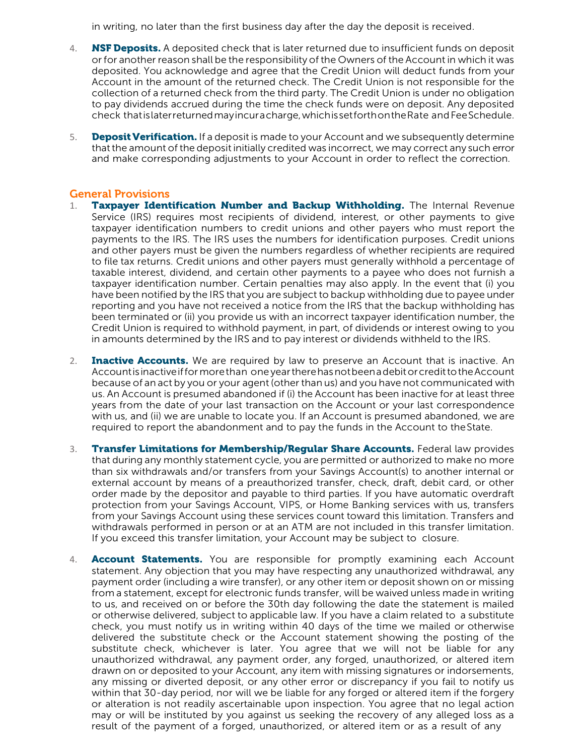in writing, no later than the first business day after the day the deposit is received.

4. **NSF Deposits.** A deposited check that is later returned due to insufficient funds on deposit or for another reason shall be the responsibility of the Owners of the Account in which it was deposited. You acknowledge and agree that the Credit Union will deduct funds from your Account in the amount of the returned check. The Credit Union is not responsible for the collection of a returned check from the third party. The Credit Union is under no obligation to pay dividends accrued during the time the check funds were on deposit. Any deposited check that is later returned may incur a charge, which is set forth on the Rate and Fee Schedule.

5. **Deposit Verification.** If a deposit is made to your Account and we subsequently determine that the amount of the deposit initially credited was incorrect, we may correct any such error and make corresponding adjustments to your Account in order to reflect the correction.

## General Provisions

1. **Taxpayer Identification Number and Backup Withholding.** The Internal Revenue Service (IRS) requires most recipients of dividend, interest, or other payments to give taxpayer identification numbers to credit unions and other payers who must report the payments to the IRS. The IRS uses the numbers for identification purposes. Credit unions and other payers must be given the numbers regardless of whether recipients are required to file tax returns. Credit unions and other payers must generally withhold a percentage of taxable interest, dividend, and certain other payments to a payee who does not furnish a taxpayer identification number. Certain penalties may also apply. In the event that (i) you have been notified by the IRS that you are subject to backup withholding due to payee under reporting and you have not received a notice from the IRS that the backup withholding has been terminated or (ii) you provide us with an incorrect taxpayer identification number, the Credit Union is required to withhold payment, in part, of dividends or interest owing to you in amounts determined by the IRS and to pay interest or dividends withheld to the IRS.

2. **Inactive Accounts.** We are required by law to preserve an Account that is inactive. An Account is inactive if for more than one year there has not been a debit or credit to the Account because of an act by you or your agent (other than us) and you have not communicated with us. An Account is presumed abandoned if (i) the Account has been inactive for at least three years from the date of your last transaction on the Account or your last correspondence with us, and (ii) we are unable to locate you. If an Account is presumed abandoned, we are required to report the abandonment and to pay the funds in the Account to the State.

3. **Transfer Limitations for Membership/Regular Share Accounts.** Federal law provides that during any monthly statement cycle, you are permitted or authorized to make no more than six withdrawals and/or transfers from your Savings Account(s) to another internal or external account by means of a preauthorized transfer, check, draft, debit card, or other order made by the depositor and payable to third parties. If you have automatic overdraft protection from your Savings Account, VIPS, or Home Banking services with us, transfers from your Savings Account using these services count toward this limitation. Transfers and withdrawals performed in person or at an ATM are not included in this transfer limitation. If you exceed this transfer limitation, your Account may be subject to closure.

4. **Account Statements.** You are responsible for promptly examining each Account statement. Any objection that you may have respecting any unauthorized withdrawal, any payment order (including a wire transfer), or any other item or deposit shown on or missing from a statement, except for electronic funds transfer, will be waived unless made in writing to us, and received on or before the 30th day following the date the statement is mailed or otherwise delivered, subject to applicable law. If you have a claim related to a substitute check, you must notify us in writing within 40 days of the time we mailed or otherwise delivered the substitute check or the Account statement showing the posting of the substitute check, whichever is later. You agree that we will not be liable for any unauthorized withdrawal, any payment order, any forged, unauthorized, or altered item drawn on or deposited to your Account, any item with missing signatures or indorsements, any missing or diverted deposit, or any other error or discrepancy if you fail to notify us within that 30-day period, nor will we be liable for any forged or altered item if the forgery or alteration is not readily ascertainable upon inspection. You agree that no legal action may or will be instituted by you against us seeking the recovery of any alleged loss as a result of the payment of a forged, unauthorized, or altered item or as a result of any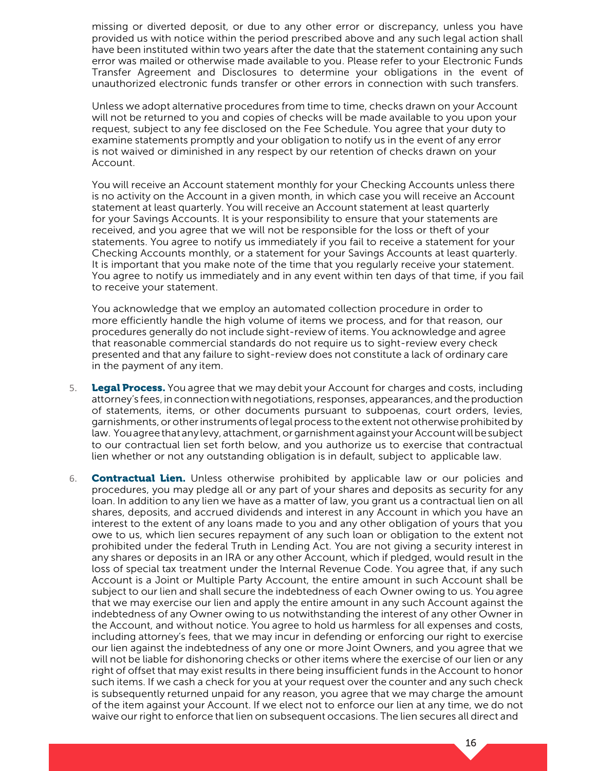missing or diverted deposit, or due to any other error or discrepancy, unless you have provided us with notice within the period prescribed above and any such legal action shall have been instituted within two years after the date that the statement containing any such error was mailed or otherwise made available to you. Please refer to your Electronic Funds Transfer Agreement and Disclosures to determine your obligations in the event of unauthorized electronic funds transfer or other errors in connection with such transfers.

Unless we adopt alternative procedures from time to time, checks drawn on your Account will not be returned to you and copies of checks will be made available to you upon your request, subject to any fee disclosed on the Fee Schedule. You agree that your duty to examine statements promptly and your obligation to notify us in the event of any error is not waived or diminished in any respect by our retention of checks drawn on your Account.

You will receive an Account statement monthly for your Checking Accounts unless there is no activity on the Account in a given month, in which case you will receive an Account statement at least quarterly. You will receive an Account statement at least quarterly for your Savings Accounts. It is your responsibility to ensure that your statements are received, and you agree that we will not be responsible for the loss or theft of your statements. You agree to notify us immediately if you fail to receive a statement for your Checking Accounts monthly, or a statement for your Savings Accounts at least quarterly. It is important that you make note of the time that you regularly receive your statement. You agree to notify us immediately and in any event within ten days of that time, if you fail to receive your statement.

You acknowledge that we employ an automated collection procedure in order to more efficiently handle the high volume of items we process, and for that reason, our procedures generally do not include sight-review of items. You acknowledge and agree that reasonable commercial standards do not require us to sight-review every check presented and that any failure to sight-review does not constitute a lack of ordinary care in the payment of any item.

5. **Legal Process.** You agree that we may debit your Account for charges and costs, including attorney's fees, in connection with negotiations, responses, appearances, and the production of statements, items, or other documents pursuant to subpoenas, court orders, levies, garnishments, or other instruments of legal process to the extent not otherwise prohibited by law. You agree that any levy, attachment, or garnishment against your Account will be subject to our contractual lien set forth below, and you authorize us to exercise that contractual lien whether or not any outstanding obligation is in default, subject to applicable law.

6. **Contractual Lien.** Unless otherwise prohibited by applicable law or our policies and procedures, you may pledge all or any part of your shares and deposits as security for any loan. In addition to any lien we have as a matter of law, you grant us a contractual lien on all shares, deposits, and accrued dividends and interest in any Account in which you have an interest to the extent of any loans made to you and any other obligation of yours that you owe to us, which lien secures repayment of any such loan or obligation to the extent not prohibited under the federal Truth in Lending Act. You are not giving a security interest in any shares or deposits in an IRA or any other Account, which if pledged, would result in the loss of special tax treatment under the Internal Revenue Code. You agree that, if any such Account is a Joint or Multiple Party Account, the entire amount in such Account shall be subject to our lien and shall secure the indebtedness of each Owner owing to us. You agree that we may exercise our lien and apply the entire amount in any such Account against the indebtedness of any Owner owing to us notwithstanding the interest of any other Owner in the Account, and without notice. You agree to hold us harmless for all expenses and costs, including attorney's fees, that we may incur in defending or enforcing our right to exercise our lien against the indebtedness of any one or more Joint Owners, and you agree that we will not be liable for dishonoring checks or other items where the exercise of our lien or any right of offset that may exist results in there being insufficient funds in the Account to honor such items. If we cash a check for you at your request over the counter and any such check is subsequently returned unpaid for any reason, you agree that we may charge the amount of the item against your Account. If we elect not to enforce our lien at any time, we do not waive our right to enforce that lien on subsequent occasions. The lien secures all direct and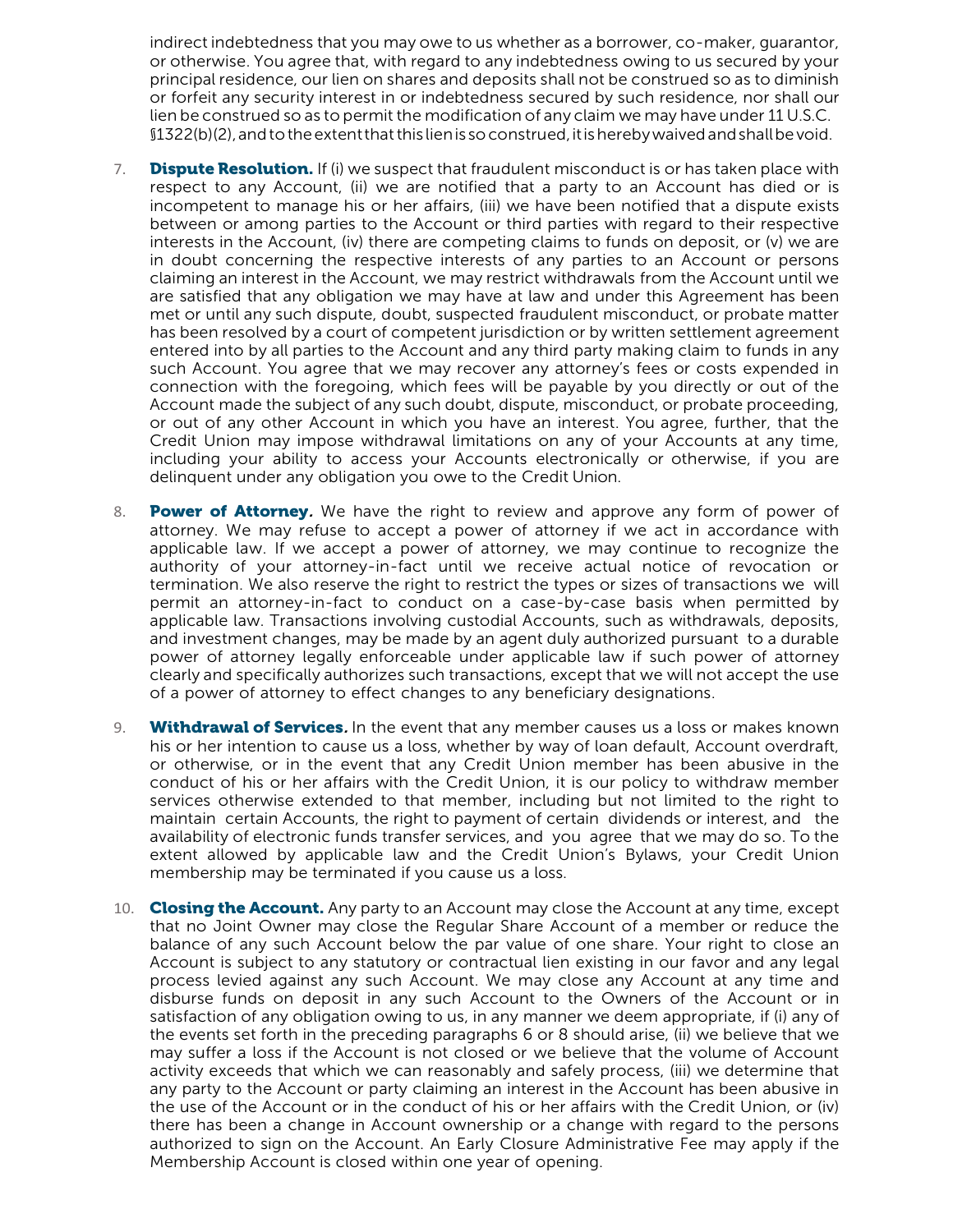indirect indebtedness that you may owe to us whether as a borrower, co-maker, guarantor, or otherwise. You agree that, with regard to any indebtedness owing to us secured by your principal residence, our lien on shares and deposits shall not be construed so as to diminish or forfeit any security interest in or indebtedness secured by such residence, nor shall our lien be construed so as to permit the modification of any claim we may have under 11 U.S.C. §1322(b)(2), and to the extent that this lien is so construed, it is hereby waived and shall be void.

7. **Dispute Resolution.** If (i) we suspect that fraudulent misconduct is or has taken place with respect to any Account, (ii) we are notified that a party to an Account has died or is incompetent to manage his or her affairs, (iii) we have been notified that a dispute exists between or among parties to the Account or third parties with regard to their respective interests in the Account, (iv) there are competing claims to funds on deposit, or (v) we are in doubt concerning the respective interests of any parties to an Account or persons claiming an interest in the Account, we may restrict withdrawals from the Account until we are satisfied that any obligation we may have at law and under this Agreement has been met or until any such dispute, doubt, suspected fraudulent misconduct, or probate matter has been resolved by a court of competent jurisdiction or by written settlement agreement entered into by all parties to the Account and any third party making claim to funds in any such Account. You agree that we may recover any attorney's fees or costs expended in connection with the foregoing, which fees will be payable by you directly or out of the Account made the subject of any such doubt, dispute, misconduct, or probate proceeding, or out of any other Account in which you have an interest. You agree, further, that the Credit Union may impose withdrawal limitations on any of your Accounts at any time, including your ability to access your Accounts electronically or otherwise, if you are delinquent under any obligation you owe to the Credit Union.

8. **Power of Attorney.** We have the right to review and approve any form of power of attorney. We may refuse to accept a power of attorney if we act in accordance with applicable law. If we accept a power of attorney, we may continue to recognize the authority of your attorney-in-fact until we receive actual notice of revocation or termination. We also reserve the right to restrict the types or sizes of transactions we will permit an attorney-in-fact to conduct on a case-by-case basis when permitted by applicable law. Transactions involving custodial Accounts, such as withdrawals, deposits, and investment changes, may be made by an agent duly authorized pursuant to a durable power of attorney legally enforceable under applicable law if such power of attorney clearly and specifically authorizes such transactions, except that we will not accept the use of a power of attorney to effect changes to any beneficiary designations.

9. **Withdrawal of Services.** In the event that any member causes us a loss or makes known his or her intention to cause us a loss, whether by way of loan default, Account overdraft, or otherwise, or in the event that any Credit Union member has been abusive in the conduct of his or her affairs with the Credit Union, it is our policy to withdraw member services otherwise extended to that member, including but not limited to the right to maintain certain Accounts, the right to payment of certain dividends or interest, and the availability of electronic funds transfer services, and you agree that we may do so. To the extent allowed by applicable law and the Credit Union's Bylaws, your Credit Union membership may be terminated if you cause us a loss.

10. **Closing the Account.** Any party to an Account may close the Account at any time, except that no Joint Owner may close the Regular Share Account of a member or reduce the balance of any such Account below the par value of one share. Your right to close an Account is subject to any statutory or contractual lien existing in our favor and any legal process levied against any such Account. We may close any Account at any time and disburse funds on deposit in any such Account to the Owners of the Account or in satisfaction of any obligation owing to us, in any manner we deem appropriate, if (i) any of the events set forth in the preceding paragraphs 6 or 8 should arise, (ii) we believe that we may suffer a loss if the Account is not closed or we believe that the volume of Account activity exceeds that which we can reasonably and safely process, (iii) we determine that any party to the Account or party claiming an interest in the Account has been abusive in the use of the Account or in the conduct of his or her affairs with the Credit Union, or (iv) there has been a change in Account ownership or a change with regard to the persons authorized to sign on the Account. An Early Closure Administrative Fee may apply if the Membership Account is closed within one year of opening.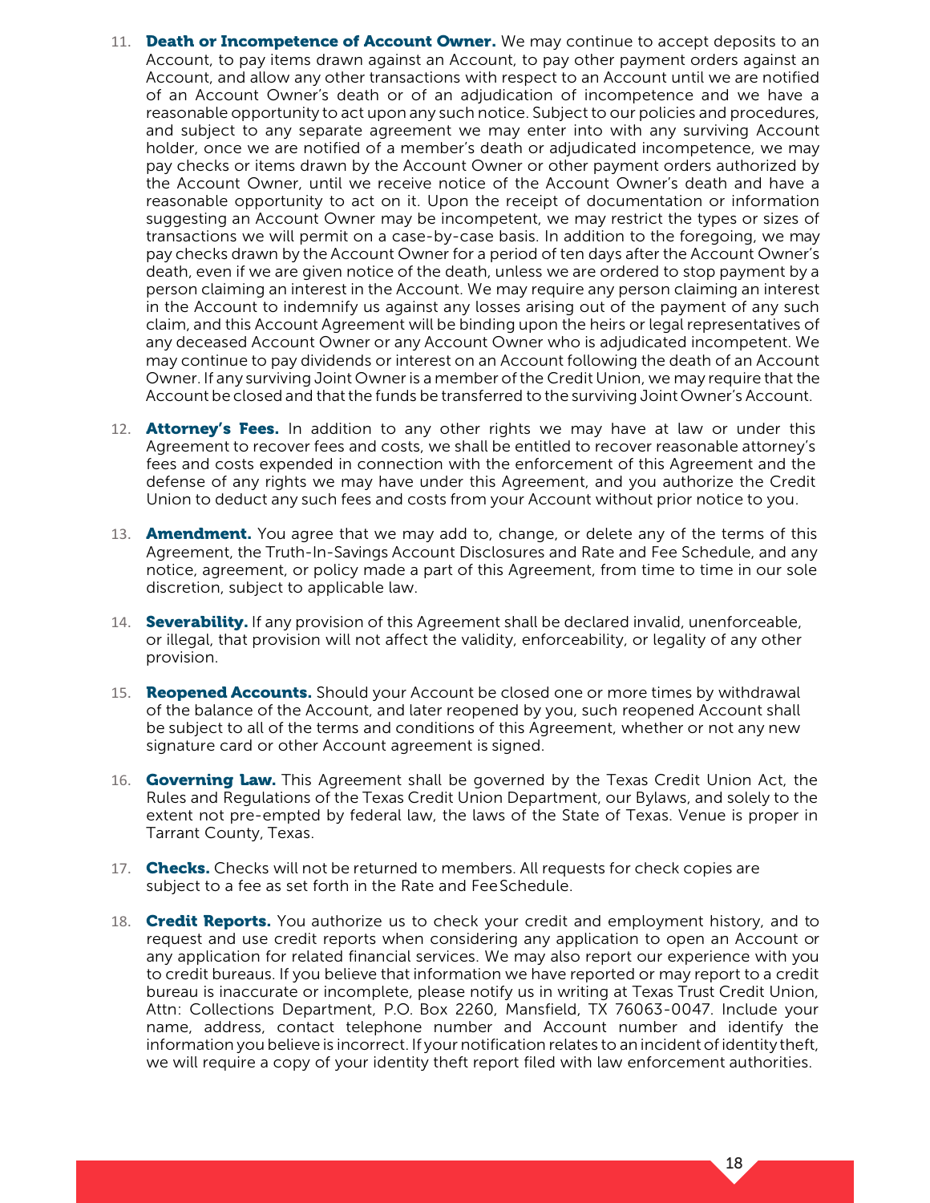11. **Death or Incompetence of Account Owner.** We may continue to accept deposits to an Account, to pay items drawn against an Account, to pay other payment orders against an Account, and allow any other transactions with respect to an Account until we are notified of an Account Owner's death or of an adjudication of incompetence and we have a reasonable opportunity to act upon any such notice. Subject to our policies and procedures, and subject to any separate agreement we may enter into with any surviving Account holder, once we are notified of a member's death or adjudicated incompetence, we may pay checks or items drawn by the Account Owner or other payment orders authorized by the Account Owner, until we receive notice of the Account Owner's death and have a reasonable opportunity to act on it. Upon the receipt of documentation or information suggesting an Account Owner may be incompetent, we may restrict the types or sizes of transactions we will permit on a case-by-case basis. In addition to the foregoing, we may pay checks drawn by the Account Owner for a period of ten days after the Account Owner's death, even if we are given notice of the death, unless we are ordered to stop payment by a person claiming an interest in the Account. We may require any person claiming an interest in the Account to indemnify us against any losses arising out of the payment of any such claim, and this Account Agreement will be binding upon the heirs or legal representatives of any deceased Account Owner or any Account Owner who is adjudicated incompetent. We may continue to pay dividends or interest on an Account following the death of an Account Owner. If any surviving Joint Owner is a member of the Credit Union, we may require that the Account be closed and that the funds be transferred to the surviving Joint Owner's Account.

12. **Attorney's Fees.** In addition to any other rights we may have at law or under this Agreement to recover fees and costs, we shall be entitled to recover reasonable attorney's fees and costs expended in connection with the enforcement of this Agreement and the defense of any rights we may have under this Agreement, and you authorize the Credit Union to deduct any such fees and costs from your Account without prior notice to you.

13. **Amendment.** You agree that we may add to, change, or delete any of the terms of this Agreement, the Truth-In-Savings Account Disclosures and Rate and Fee Schedule, and any notice, agreement, or policy made a part of this Agreement, from time to time in our sole discretion, subject to applicable law.

14. **Severability.** If any provision of this Agreement shall be declared invalid, unenforceable, or illegal, that provision will not affect the validity, enforceability, or legality of any other provision.

15. **Reopened Accounts.** Should your Account be closed one or more times by withdrawal of the balance of the Account, and later reopened by you, such reopened Account shall be subject to all of the terms and conditions of this Agreement, whether or not any new signature card or other Account agreement is signed.

16. **Governing Law.** This Agreement shall be governed by the Texas Credit Union Act, the Rules and Regulations of the Texas Credit Union Department, our Bylaws, and solely to the extent not pre-empted by federal law, the laws of the State of Texas. Venue is proper in Tarrant County, Texas.

17. **Checks.** Checks will not be returned to members. All requests for check copies are subject to a fee as set forth in the Rate and Fee Schedule.

18. **Credit Reports.** You authorize us to check your credit and employment history, and to request and use credit reports when considering any application to open an Account or any application for related financial services. We may also report our experience with you to credit bureaus. If you believe that information we have reported or may report to a credit bureau is inaccurate or incomplete, please notify us in writing at Texas Trust Credit Union, Attn: Collections Department, P.O. Box 2260, Mansfield, TX 76063-0047. Include your name, address, contact telephone number and Account number and identify the information you believe is incorrect. If your notification relates to an incident of identity theft, we will require a copy of your identity theft report filed with law enforcement authorities.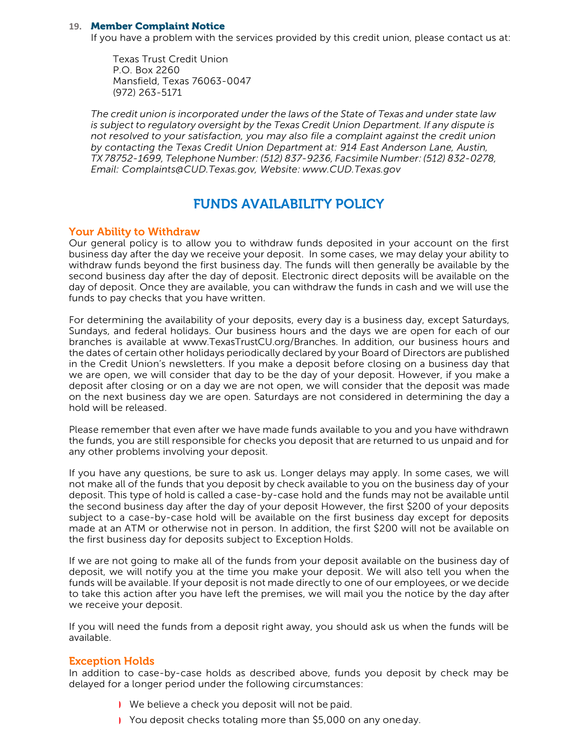19. **Member Complaint Notice**

If you have a problem with the services provided by this credit union, please contact us at:

Texas Trust Credit Union
P.O. Box 2260
Mansfield, Texas 76063-0047
(972) 263-5171

*The credit union is incorporated under the laws of the State of Texas and under state law is subject to regulatory oversight by the Texas Credit Union Department. If any dispute is not resolved to your satisfaction, you may also file a complaint against the credit union by contacting the Texas Credit Union Department at: 914 East Anderson Lane, Austin, TX 78752-1699, Telephone Number: (512) 837-9236, Facsimile Number: (512) 832-0278, Email: Complaints@CUD.Texas.gov, Website: www.CUD.Texas.gov*

# FUNDS AVAILABILITY POLICY

## Your Ability to Withdraw

Our general policy is to allow you to withdraw funds deposited in your account on the first business day after the day we receive your deposit. In some cases, we may delay your ability to withdraw funds beyond the first business day. The funds will then generally be available by the second business day after the day of deposit. Electronic direct deposits will be available on the day of deposit. Once they are available, you can withdraw the funds in cash and we will use the funds to pay checks that you have written.

For determining the availability of your deposits, every day is a business day, except Saturdays, Sundays, and federal holidays. Our business hours and the days we are open for each of our branches is available at www.TexasTrustCU.org/Branches. In addition, our business hours and the dates of certain other holidays periodically declared by your Board of Directors are published in the Credit Union's newsletters. If you make a deposit before closing on a business day that we are open, we will consider that day to be the day of your deposit. However, if you make a deposit after closing or on a day we are not open, we will consider that the deposit was made on the next business day we are open. Saturdays are not considered in determining the day a hold will be released.

Please remember that even after we have made funds available to you and you have withdrawn the funds, you are still responsible for checks you deposit that are returned to us unpaid and for any other problems involving your deposit.

If you have any questions, be sure to ask us. Longer delays may apply. In some cases, we will not make all of the funds that you deposit by check available to you on the business day of your deposit. This type of hold is called a case-by-case hold and the funds may not be available until the second business day after the day of your deposit However, the first $200 of your deposits subject to a case-by-case hold will be available on the first business day except for deposits made at an ATM or otherwise not in person. In addition, the first $200 will not be available on the first business day for deposits subject to Exception Holds.

If we are not going to make all of the funds from your deposit available on the business day of deposit, we will notify you at the time you make your deposit. We will also tell you when the funds will be available. If your deposit is not made directly to one of our employees, or we decide to take this action after you have left the premises, we will mail you the notice by the day after we receive your deposit.

If you will need the funds from a deposit right away, you should ask us when the funds will be available.

## Exception Holds

In addition to case-by-case holds as described above, funds you deposit by check may be delayed for a longer period under the following circumstances:

- We believe a check you deposit will not be paid.
- You deposit checks totaling more than $5,000 on any one day.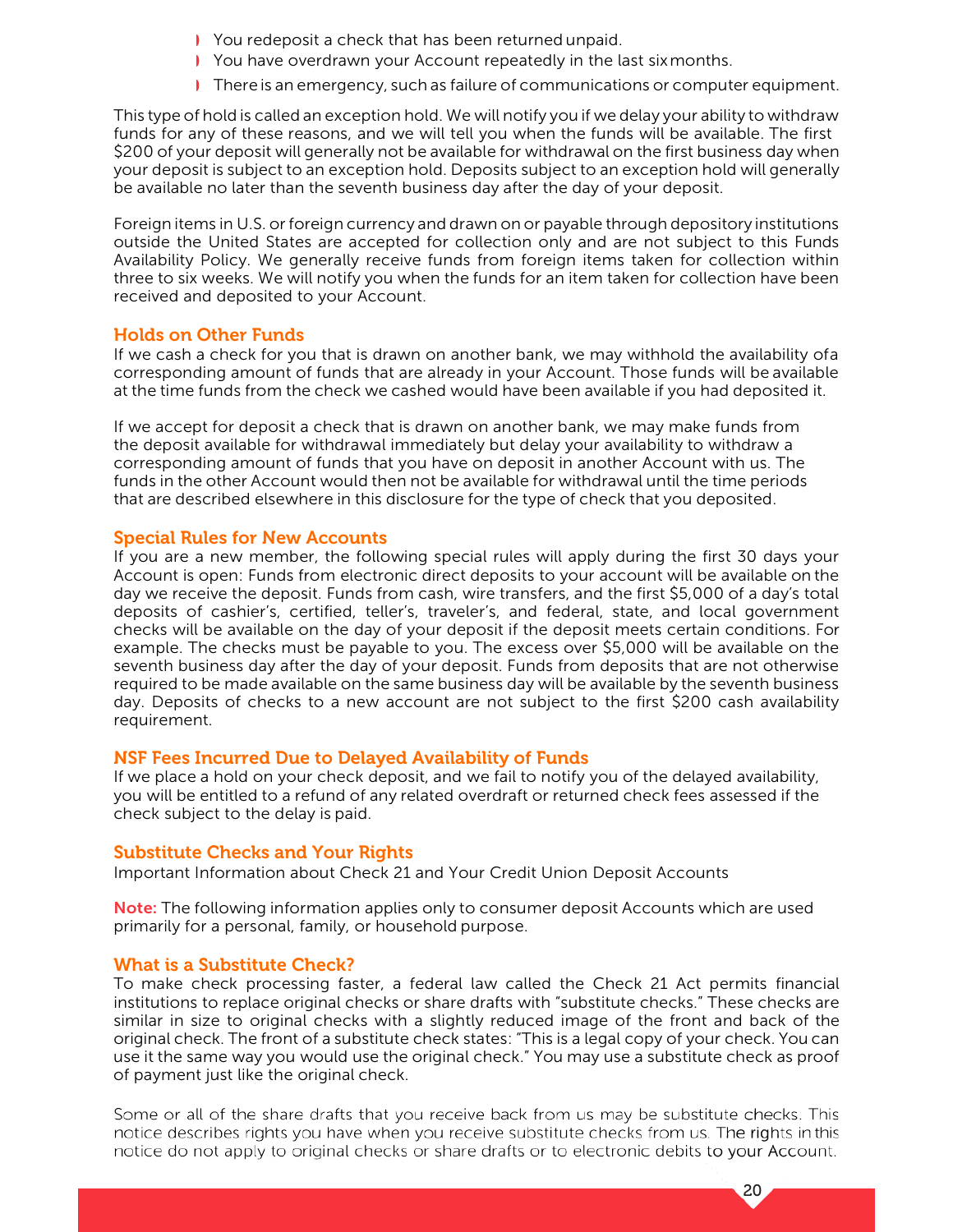- You redeposit a check that has been returned unpaid.
- You have overdrawn your Account repeatedly in the last six months.
- There is an emergency, such as failure of communications or computer equipment.

This type of hold is called an exception hold. We will notify you if we delay your ability to withdraw funds for any of these reasons, and we will tell you when the funds will be available. The first $200 of your deposit will generally not be available for withdrawal on the first business day when your deposit is subject to an exception hold. Deposits subject to an exception hold will generally be available no later than the seventh business day after the day of your deposit.

Foreign items in U.S. or foreign currency and drawn on or payable through depository institutions outside the United States are accepted for collection only and are not subject to this Funds Availability Policy. We generally receive funds from foreign items taken for collection within three to six weeks. We will notify you when the funds for an item taken for collection have been received and deposited to your Account.

## Holds on Other Funds

If we cash a check for you that is drawn on another bank, we may withhold the availability ofa corresponding amount of funds that are already in your Account. Those funds will be available at the time funds from the check we cashed would have been available if you had deposited it.

If we accept for deposit a check that is drawn on another bank, we may make funds from the deposit available for withdrawal immediately but delay your availability to withdraw a corresponding amount of funds that you have on deposit in another Account with us. The funds in the other Account would then not be available for withdrawal until the time periods that are described elsewhere in this disclosure for the type of check that you deposited.

## Special Rules for New Accounts

If you are a new member, the following special rules will apply during the first 30 days your Account is open: Funds from electronic direct deposits to your account will be available on the day we receive the deposit. Funds from cash, wire transfers, and the first $5,000 of a day's total deposits of cashier's, certified, teller's, traveler's, and federal, state, and local government checks will be available on the day of your deposit if the deposit meets certain conditions. For example. The checks must be payable to you. The excess over $5,000 will be available on the seventh business day after the day of your deposit. Funds from deposits that are not otherwise required to be made available on the same business day will be available by the seventh business day. Deposits of checks to a new account are not subject to the first $200 cash availability requirement.

## NSF Fees Incurred Due to Delayed Availability of Funds

If we place a hold on your check deposit, and we fail to notify you of the delayed availability, you will be entitled to a refund of any related overdraft or returned check fees assessed if the check subject to the delay is paid.

## Substitute Checks and Your Rights

Important Information about Check 21 and Your Credit Union Deposit Accounts

**Note:** The following information applies only to consumer deposit Accounts which are used primarily for a personal, family, or household purpose.

## What is a Substitute Check?

To make check processing faster, a federal law called the Check 21 Act permits financial institutions to replace original checks or share drafts with "substitute checks." These checks are similar in size to original checks with a slightly reduced image of the front and back of the original check. The front of a substitute check states: "This is a legal copy of your check. You can use it the same way you would use the original check." You may use a substitute check as proof of payment just like the original check.

Some or all of the share drafts that you receive back from us may be substitute checks. This notice describes rights you have when you receive substitute checks from us. The rights in this notice do not apply to original checks or share drafts or to electronic debits to your Account.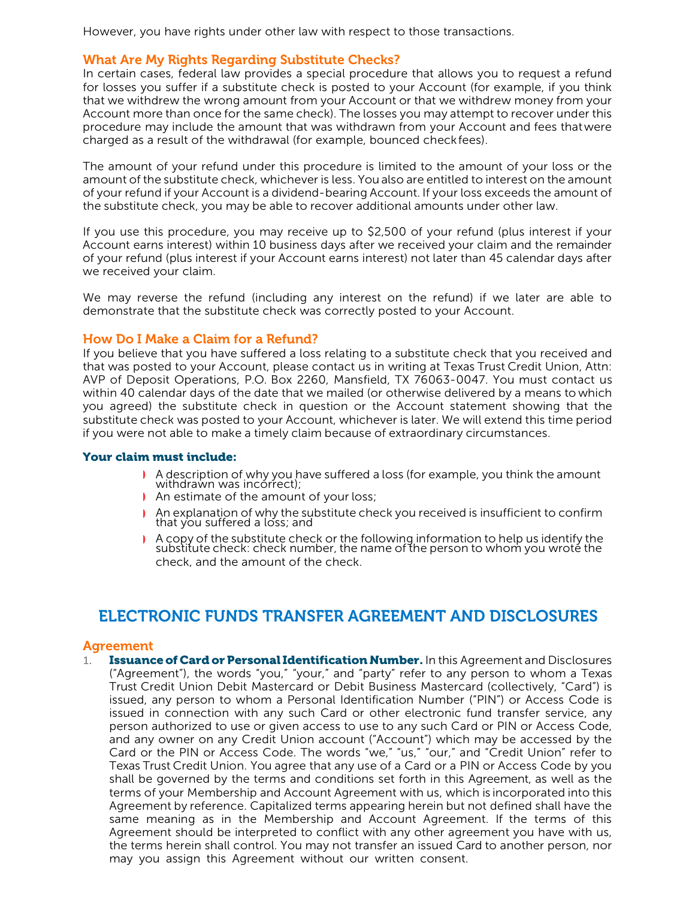However, you have rights under other law with respect to those transactions.

### What Are My Rights Regarding Substitute Checks?

In certain cases, federal law provides a special procedure that allows you to request a refund for losses you suffer if a substitute check is posted to your Account (for example, if you think that we withdrew the wrong amount from your Account or that we withdrew money from your Account more than once for the same check). The losses you may attempt to recover under this procedure may include the amount that was withdrawn from your Account and fees that were charged as a result of the withdrawal (for example, bounced check fees).

The amount of your refund under this procedure is limited to the amount of your loss or the amount of the substitute check, whichever is less. You also are entitled to interest on the amount of your refund if your Account is a dividend-bearing Account. If your loss exceeds the amount of the substitute check, you may be able to recover additional amounts under other law.

If you use this procedure, you may receive up to $2,500 of your refund (plus interest if your Account earns interest) within 10 business days after we received your claim and the remainder of your refund (plus interest if your Account earns interest) not later than 45 calendar days after we received your claim.

We may reverse the refund (including any interest on the refund) if we later are able to demonstrate that the substitute check was correctly posted to your Account.

### How Do I Make a Claim for a Refund?

If you believe that you have suffered a loss relating to a substitute check that you received and that was posted to your Account, please contact us in writing at Texas Trust Credit Union, Attn: AVP of Deposit Operations, P.O. Box 2260, Mansfield, TX 76063-0047. You must contact us within 40 calendar days of the date that we mailed (or otherwise delivered by a means to which you agreed) the substitute check in question or the Account statement showing that the substitute check was posted to your Account, whichever is later. We will extend this time period if you were not able to make a timely claim because of extraordinary circumstances.

**Your claim must include:**

- A description of why you have suffered a loss (for example, you think the amount withdrawn was incorrect);
- An estimate of the amount of your loss;
- An explanation of why the substitute check you received is insufficient to confirm that you suffered a loss; and
- A copy of the substitute check or the following information to help us identify the substitute check: check number, the name of the person to whom you wrote the check, and the amount of the check.

## ELECTRONIC FUNDS TRANSFER AGREEMENT AND DISCLOSURES

### Agreement

1. **Issuance of Card or Personal Identification Number.** In this Agreement and Disclosures ("Agreement"), the words "you," "your," and "party" refer to any person to whom a Texas Trust Credit Union Debit Mastercard or Debit Business Mastercard (collectively, "Card") is issued, any person to whom a Personal Identification Number ("PIN") or Access Code is issued in connection with any such Card or other electronic fund transfer service, any person authorized to use or given access to use to any such Card or PIN or Access Code, and any owner on any Credit Union account ("Account") which may be accessed by the Card or the PIN or Access Code. The words "we," "us," "our," and "Credit Union" refer to Texas Trust Credit Union. You agree that any use of a Card or a PIN or Access Code by you shall be governed by the terms and conditions set forth in this Agreement, as well as the terms of your Membership and Account Agreement with us, which is incorporated into this Agreement by reference. Capitalized terms appearing herein but not defined shall have the same meaning as in the Membership and Account Agreement. If the terms of this Agreement should be interpreted to conflict with any other agreement you have with us, the terms herein shall control. You may not transfer an issued Card to another person, nor may you assign this Agreement without our written consent.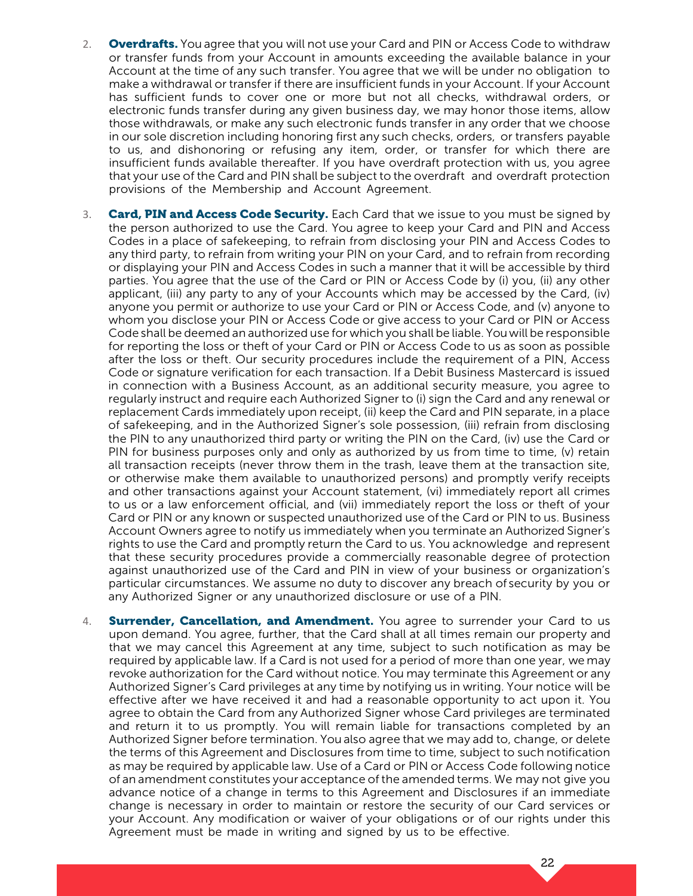2. **Overdrafts.** You agree that you will not use your Card and PIN or Access Code to withdraw or transfer funds from your Account in amounts exceeding the available balance in your Account at the time of any such transfer. You agree that we will be under no obligation to make a withdrawal or transfer if there are insufficient funds in your Account. If your Account has sufficient funds to cover one or more but not all checks, withdrawal orders, or electronic funds transfer during any given business day, we may honor those items, allow those withdrawals, or make any such electronic funds transfer in any order that we choose in our sole discretion including honoring first any such checks, orders, or transfers payable to us, and dishonoring or refusing any item, order, or transfer for which there are insufficient funds available thereafter. If you have overdraft protection with us, you agree that your use of the Card and PIN shall be subject to the overdraft and overdraft protection provisions of the Membership and Account Agreement.

3. **Card, PIN and Access Code Security.** Each Card that we issue to you must be signed by the person authorized to use the Card. You agree to keep your Card and PIN and Access Codes in a place of safekeeping, to refrain from disclosing your PIN and Access Codes to any third party, to refrain from writing your PIN on your Card, and to refrain from recording or displaying your PIN and Access Codes in such a manner that it will be accessible by third parties. You agree that the use of the Card or PIN or Access Code by (i) you, (ii) any other applicant, (iii) any party to any of your Accounts which may be accessed by the Card, (iv) anyone you permit or authorize to use your Card or PIN or Access Code, and (v) anyone to whom you disclose your PIN or Access Code or give access to your Card or PIN or Access Code shall be deemed an authorized use for which you shall be liable. You will be responsible for reporting the loss or theft of your Card or PIN or Access Code to us as soon as possible after the loss or theft. Our security procedures include the requirement of a PIN, Access Code or signature verification for each transaction. If a Debit Business Mastercard is issued in connection with a Business Account, as an additional security measure, you agree to regularly instruct and require each Authorized Signer to (i) sign the Card and any renewal or replacement Cards immediately upon receipt, (ii) keep the Card and PIN separate, in a place of safekeeping, and in the Authorized Signer's sole possession, (iii) refrain from disclosing the PIN to any unauthorized third party or writing the PIN on the Card, (iv) use the Card or PIN for business purposes only and only as authorized by us from time to time, (v) retain all transaction receipts (never throw them in the trash, leave them at the transaction site, or otherwise make them available to unauthorized persons) and promptly verify receipts and other transactions against your Account statement, (vi) immediately report all crimes to us or a law enforcement official, and (vii) immediately report the loss or theft of your Card or PIN or any known or suspected unauthorized use of the Card or PIN to us. Business Account Owners agree to notify us immediately when you terminate an Authorized Signer's rights to use the Card and promptly return the Card to us. You acknowledge and represent that these security procedures provide a commercially reasonable degree of protection against unauthorized use of the Card and PIN in view of your business or organization's particular circumstances. We assume no duty to discover any breach of security by you or any Authorized Signer or any unauthorized disclosure or use of a PIN.

4. **Surrender, Cancellation, and Amendment.** You agree to surrender your Card to us upon demand. You agree, further, that the Card shall at all times remain our property and that we may cancel this Agreement at any time, subject to such notification as may be required by applicable law. If a Card is not used for a period of more than one year, we may revoke authorization for the Card without notice. You may terminate this Agreement or any Authorized Signer's Card privileges at any time by notifying us in writing. Your notice will be effective after we have received it and had a reasonable opportunity to act upon it. You agree to obtain the Card from any Authorized Signer whose Card privileges are terminated and return it to us promptly. You will remain liable for transactions completed by an Authorized Signer before termination. You also agree that we may add to, change, or delete the terms of this Agreement and Disclosures from time to time, subject to such notification as may be required by applicable law. Use of a Card or PIN or Access Code following notice of an amendment constitutes your acceptance of the amended terms. We may not give you advance notice of a change in terms to this Agreement and Disclosures if an immediate change is necessary in order to maintain or restore the security of our Card services or your Account. Any modification or waiver of your obligations or of our rights under this Agreement must be made in writing and signed by us to be effective.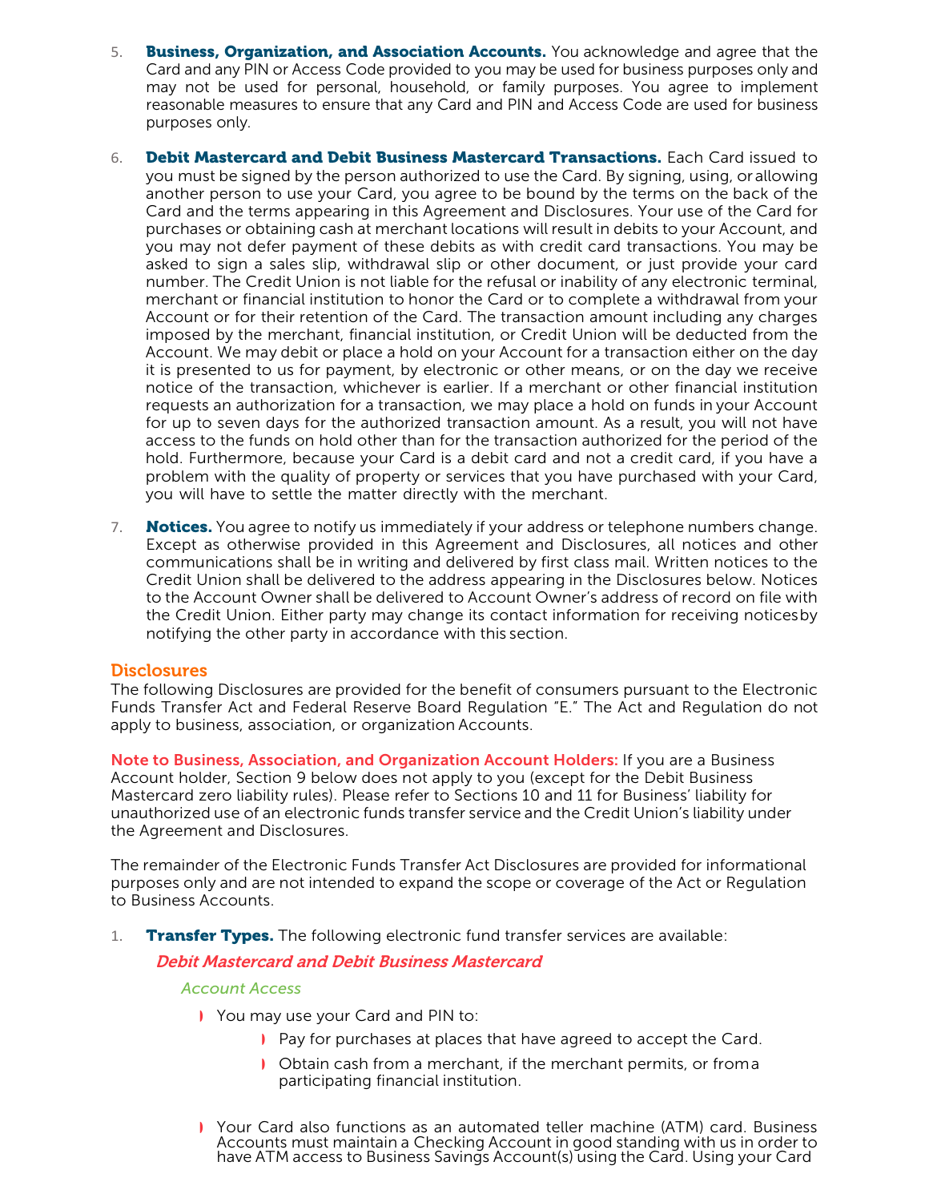5. **Business, Organization, and Association Accounts.** You acknowledge and agree that the Card and any PIN or Access Code provided to you may be used for business purposes only and may not be used for personal, household, or family purposes. You agree to implement reasonable measures to ensure that any Card and PIN and Access Code are used for business purposes only.

6. **Debit Mastercard and Debit Business Mastercard Transactions.** Each Card issued to you must be signed by the person authorized to use the Card. By signing, using, or allowing another person to use your Card, you agree to be bound by the terms on the back of the Card and the terms appearing in this Agreement and Disclosures. Your use of the Card for purchases or obtaining cash at merchant locations will result in debits to your Account, and you may not defer payment of these debits as with credit card transactions. You may be asked to sign a sales slip, withdrawal slip or other document, or just provide your card number. The Credit Union is not liable for the refusal or inability of any electronic terminal, merchant or financial institution to honor the Card or to complete a withdrawal from your Account or for their retention of the Card. The transaction amount including any charges imposed by the merchant, financial institution, or Credit Union will be deducted from the Account. We may debit or place a hold on your Account for a transaction either on the day it is presented to us for payment, by electronic or other means, or on the day we receive notice of the transaction, whichever is earlier. If a merchant or other financial institution requests an authorization for a transaction, we may place a hold on funds in your Account for up to seven days for the authorized transaction amount. As a result, you will not have access to the funds on hold other than for the transaction authorized for the period of the hold. Furthermore, because your Card is a debit card and not a credit card, if you have a problem with the quality of property or services that you have purchased with your Card, you will have to settle the matter directly with the merchant.

7. **Notices.** You agree to notify us immediately if your address or telephone numbers change. Except as otherwise provided in this Agreement and Disclosures, all notices and other communications shall be in writing and delivered by first class mail. Written notices to the Credit Union shall be delivered to the address appearing in the Disclosures below. Notices to the Account Owner shall be delivered to Account Owner's address of record on file with the Credit Union. Either party may change its contact information for receiving notices by notifying the other party in accordance with this section.

## Disclosures

The following Disclosures are provided for the benefit of consumers pursuant to the Electronic Funds Transfer Act and Federal Reserve Board Regulation "E." The Act and Regulation do not apply to business, association, or organization Accounts.

**Note to Business, Association, and Organization Account Holders:** If you are a Business Account holder, Section 9 below does not apply to you (except for the Debit Business Mastercard zero liability rules). Please refer to Sections 10 and 11 for Business' liability for unauthorized use of an electronic funds transfer service and the Credit Union's liability under the Agreement and Disclosures.

The remainder of the Electronic Funds Transfer Act Disclosures are provided for informational purposes only and are not intended to expand the scope or coverage of the Act or Regulation to Business Accounts.

1. **Transfer Types.** The following electronic fund transfer services are available:

***Debit Mastercard and Debit Business Mastercard***

*Account Access*

- You may use your Card and PIN to:
  - Pay for purchases at places that have agreed to accept the Card.
  - Obtain cash from a merchant, if the merchant permits, or from a participating financial institution.

- Your Card also functions as an automated teller machine (ATM) card. Business Accounts must maintain a Checking Account in good standing with us in order to have ATM access to Business Savings Account(s) using the Card. Using your Card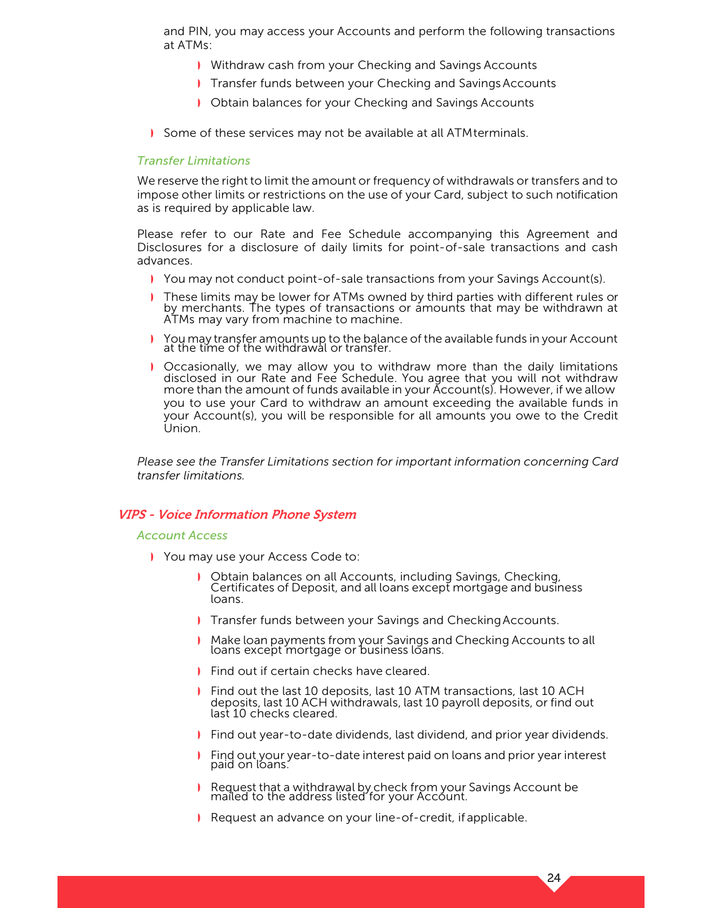and PIN, you may access your Accounts and perform the following transactions at ATMs:

    - Withdraw cash from your Checking and Savings Accounts
    - Transfer funds between your Checking and Savings Accounts
    - Obtain balances for your Checking and Savings Accounts

- Some of these services may not be available at all ATM terminals.

### Transfer Limitations

We reserve the right to limit the amount or frequency of withdrawals or transfers and to impose other limits or restrictions on the use of your Card, subject to such notification as is required by applicable law.

Please refer to our Rate and Fee Schedule accompanying this Agreement and Disclosures for a disclosure of daily limits for point-of-sale transactions and cash advances.

- You may not conduct point-of-sale transactions from your Savings Account(s).
- These limits may be lower for ATMs owned by third parties with different rules or by merchants. The types of transactions or amounts that may be withdrawn at ATMs may vary from machine to machine.
- You may transfer amounts up to the balance of the available funds in your Account at the time of the withdrawal or transfer.
- Occasionally, we may allow you to withdraw more than the daily limitations disclosed in our Rate and Fee Schedule. You agree that you will not withdraw more than the amount of funds available in your Account(s). However, if we allow you to use your Card to withdraw an amount exceeding the available funds in your Account(s), you will be responsible for all amounts you owe to the Credit Union.

*Please see the Transfer Limitations section for important information concerning Card transfer limitations.*

## VIPS - Voice Information Phone System

### Account Access

- You may use your Access Code to:
    - Obtain balances on all Accounts, including Savings, Checking, Certificates of Deposit, and all loans except mortgage and business loans.
    - Transfer funds between your Savings and Checking Accounts.
    - Make loan payments from your Savings and Checking Accounts to all loans except mortgage or business loans.
    - Find out if certain checks have cleared.
    - Find out the last 10 deposits, last 10 ATM transactions, last 10 ACH deposits, last 10 ACH withdrawals, last 10 payroll deposits, or find out last 10 checks cleared.
    - Find out year-to-date dividends, last dividend, and prior year dividends.
    - Find out your year-to-date interest paid on loans and prior year interest paid on loans.
    - Request that a withdrawal by check from your Savings Account be mailed to the address listed for your Account.
    - Request an advance on your line-of-credit, if applicable.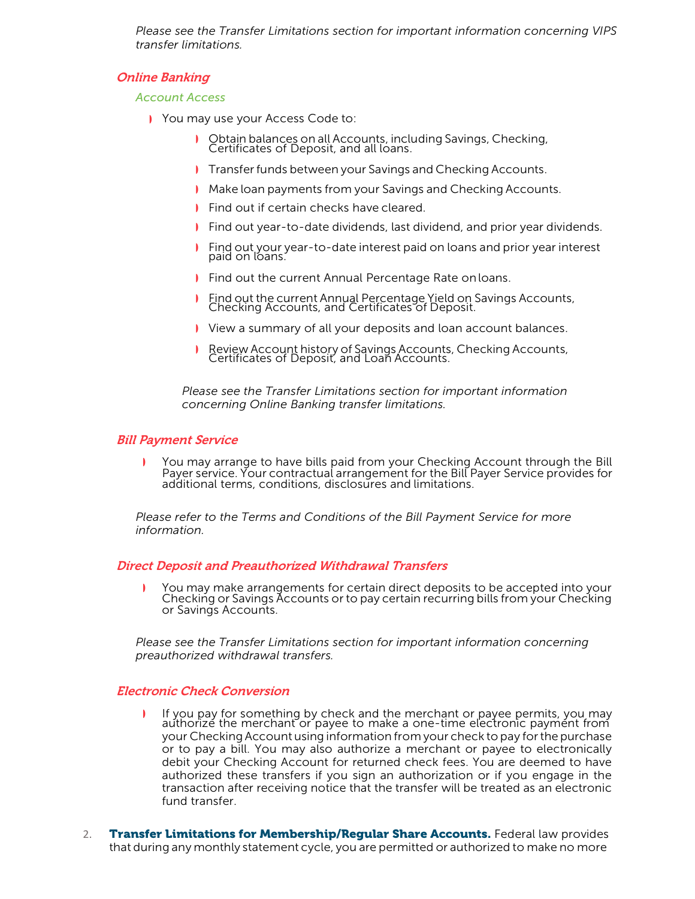*Please see the Transfer Limitations section for important information concerning VIPS transfer limitations.*

### *Online Banking*

#### *Account Access*

- You may use your Access Code to:
  - Obtain balances on all Accounts, including Savings, Checking, Certificates of Deposit, and all loans.
  - Transfer funds between your Savings and Checking Accounts.
  - Make loan payments from your Savings and Checking Accounts.
  - Find out if certain checks have cleared.
  - Find out year-to-date dividends, last dividend, and prior year dividends.
  - Find out your year-to-date interest paid on loans and prior year interest paid on loans.
  - Find out the current Annual Percentage Rate on loans.
  - Find out the current Annual Percentage Yield on Savings Accounts, Checking Accounts, and Certificates of Deposit.
  - View a summary of all your deposits and loan account balances.
  - Review Account history of Savings Accounts, Checking Accounts, Certificates of Deposit, and Loan Accounts.

*Please see the Transfer Limitations section for important information concerning Online Banking transfer limitations.*

### *Bill Payment Service*

- You may arrange to have bills paid from your Checking Account through the Bill Payer service. Your contractual arrangement for the Bill Payer Service provides for additional terms, conditions, disclosures and limitations.

*Please refer to the Terms and Conditions of the Bill Payment Service for more information.*

### *Direct Deposit and Preauthorized Withdrawal Transfers*

- You may make arrangements for certain direct deposits to be accepted into your Checking or Savings Accounts or to pay certain recurring bills from your Checking or Savings Accounts.

*Please see the Transfer Limitations section for important information concerning preauthorized withdrawal transfers.*

### *Electronic Check Conversion*

- If you pay for something by check and the merchant or payee permits, you may authorize the merchant or payee to make a one-time electronic payment from your Checking Account using information from your check to pay for the purchase or to pay a bill. You may also authorize a merchant or payee to electronically debit your Checking Account for returned check fees. You are deemed to have authorized these transfers if you sign an authorization or if you engage in the transaction after receiving notice that the transfer will be treated as an electronic fund transfer.

2. **Transfer Limitations for Membership/Regular Share Accounts.** Federal law provides that during any monthly statement cycle, you are permitted or authorized to make no more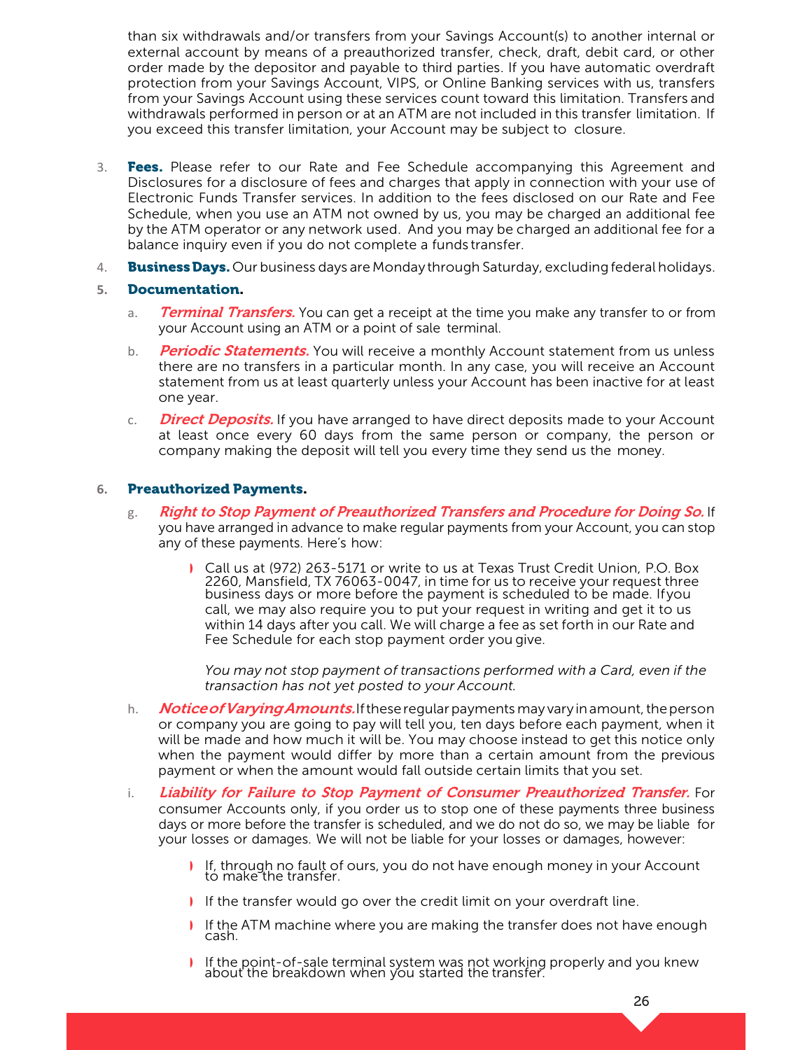than six withdrawals and/or transfers from your Savings Account(s) to another internal or external account by means of a preauthorized transfer, check, draft, debit card, or other order made by the depositor and payable to third parties. If you have automatic overdraft protection from your Savings Account, VIPS, or Online Banking services with us, transfers from your Savings Account using these services count toward this limitation. Transfers and withdrawals performed in person or at an ATM are not included in this transfer limitation. If you exceed this transfer limitation, your Account may be subject to closure.

3. **Fees.** Please refer to our Rate and Fee Schedule accompanying this Agreement and Disclosures for a disclosure of fees and charges that apply in connection with your use of Electronic Funds Transfer services. In addition to the fees disclosed on our Rate and Fee Schedule, when you use an ATM not owned by us, you may be charged an additional fee by the ATM operator or any network used. And you may be charged an additional fee for a balance inquiry even if you do not complete a funds transfer.

4. **Business Days.** Our business days are Monday through Saturday, excluding federal holidays.

5. **Documentation.**

   a. ***Terminal Transfers.*** You can get a receipt at the time you make any transfer to or from your Account using an ATM or a point of sale terminal.

   b. ***Periodic Statements.*** You will receive a monthly Account statement from us unless there are no transfers in a particular month. In any case, you will receive an Account statement from us at least quarterly unless your Account has been inactive for at least one year.

   c. ***Direct Deposits.*** If you have arranged to have direct deposits made to your Account at least once every 60 days from the same person or company, the person or company making the deposit will tell you every time they send us the money.

6. **Preauthorized Payments.**

   g. ***Right to Stop Payment of Preauthorized Transfers and Procedure for Doing So.*** If you have arranged in advance to make regular payments from your Account, you can stop any of these payments. Here's how:

      - Call us at (972) 263-5171 or write to us at Texas Trust Credit Union, P.O. Box 2260, Mansfield, TX 76063-0047, in time for us to receive your request three business days or more before the payment is scheduled to be made. If you call, we may also require you to put your request in writing and get it to us within 14 days after you call. We will charge a fee as set forth in our Rate and Fee Schedule for each stop payment order you give.

        *You may not stop payment of transactions performed with a Card, even if the transaction has not yet posted to your Account.*

   h. ***Notice of Varying Amounts.*** If these regular payments may vary in amount, the person or company you are going to pay will tell you, ten days before each payment, when it will be made and how much it will be. You may choose instead to get this notice only when the payment would differ by more than a certain amount from the previous payment or when the amount would fall outside certain limits that you set.

   i. ***Liability for Failure to Stop Payment of Consumer Preauthorized Transfer.*** For consumer Accounts only, if you order us to stop one of these payments three business days or more before the transfer is scheduled, and we do not do so, we may be liable for your losses or damages. We will not be liable for your losses or damages, however:

      - If, through no fault of ours, you do not have enough money in your Account to make the transfer.
      - If the transfer would go over the credit limit on your overdraft line.
      - If the ATM machine where you are making the transfer does not have enough cash.
      - If the point-of-sale terminal system was not working properly and you knew about the breakdown when you started the transfer.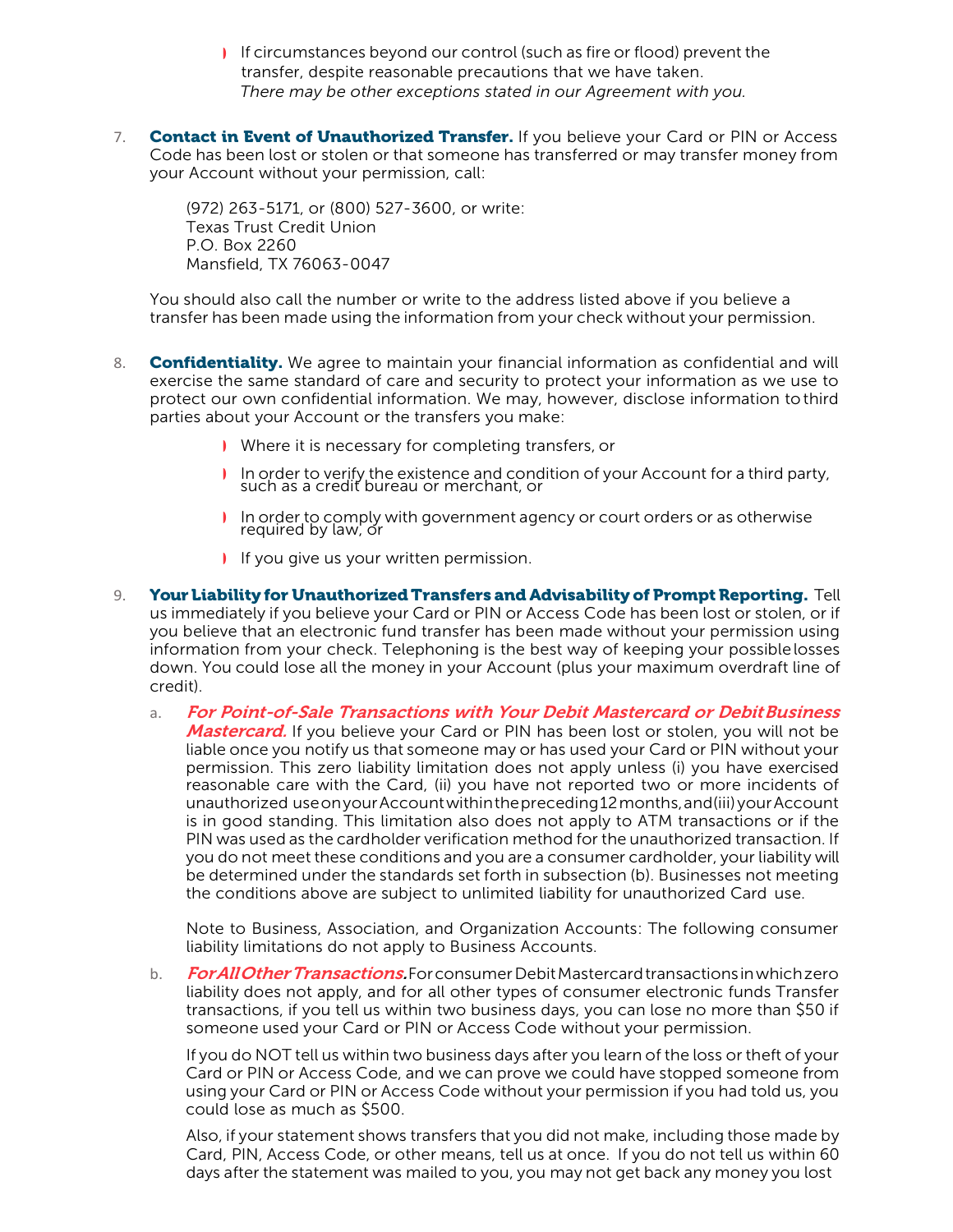- If circumstances beyond our control (such as fire or flood) prevent the transfer, despite reasonable precautions that we have taken.
  *There may be other exceptions stated in our Agreement with you.*

7. **Contact in Event of Unauthorized Transfer.** If you believe your Card or PIN or Access Code has been lost or stolen or that someone has transferred or may transfer money from your Account without your permission, call:

   (972) 263-5171, or (800) 527-3600, or write:
   Texas Trust Credit Union
   P.O. Box 2260
   Mansfield, TX 76063-0047

   You should also call the number or write to the address listed above if you believe a transfer has been made using the information from your check without your permission.

8. **Confidentiality.** We agree to maintain your financial information as confidential and will exercise the same standard of care and security to protect your information as we use to protect our own confidential information. We may, however, disclose information to third parties about your Account or the transfers you make:

   - Where it is necessary for completing transfers, or
   - In order to verify the existence and condition of your Account for a third party, such as a credit bureau or merchant, or
   - In order to comply with government agency or court orders or as otherwise required by law, or
   - If you give us your written permission.

9. **Your Liability for Unauthorized Transfers and Advisability of Prompt Reporting.** Tell us immediately if you believe your Card or PIN or Access Code has been lost or stolen, or if you believe that an electronic fund transfer has been made without your permission using information from your check. Telephoning is the best way of keeping your possible losses down. You could lose all the money in your Account (plus your maximum overdraft line of credit).

   a. ***For Point-of-Sale Transactions with Your Debit Mastercard or Debit Business Mastercard.*** If you believe your Card or PIN has been lost or stolen, you will not be liable once you notify us that someone may or has used your Card or PIN without your permission. This zero liability limitation does not apply unless (i) you have exercised reasonable care with the Card, (ii) you have not reported two or more incidents of unauthorized use on your Account within the preceding 12 months, and (iii) your Account is in good standing. This limitation also does not apply to ATM transactions or if the PIN was used as the cardholder verification method for the unauthorized transaction. If you do not meet these conditions and you are a consumer cardholder, your liability will be determined under the standards set forth in subsection (b). Businesses not meeting the conditions above are subject to unlimited liability for unauthorized Card use.

      Note to Business, Association, and Organization Accounts: The following consumer liability limitations do not apply to Business Accounts.

   b. ***For All Other Transactions.*** For consumer Debit Mastercard transactions in which zero liability does not apply, and for all other types of consumer electronic funds Transfer transactions, if you tell us within two business days, you can lose no more than $50 if someone used your Card or PIN or Access Code without your permission.

      If you do NOT tell us within two business days after you learn of the loss or theft of your Card or PIN or Access Code, and we can prove we could have stopped someone from using your Card or PIN or Access Code without your permission if you had told us, you could lose as much as $500.

      Also, if your statement shows transfers that you did not make, including those made by Card, PIN, Access Code, or other means, tell us at once. If you do not tell us within 60 days after the statement was mailed to you, you may not get back any money you lost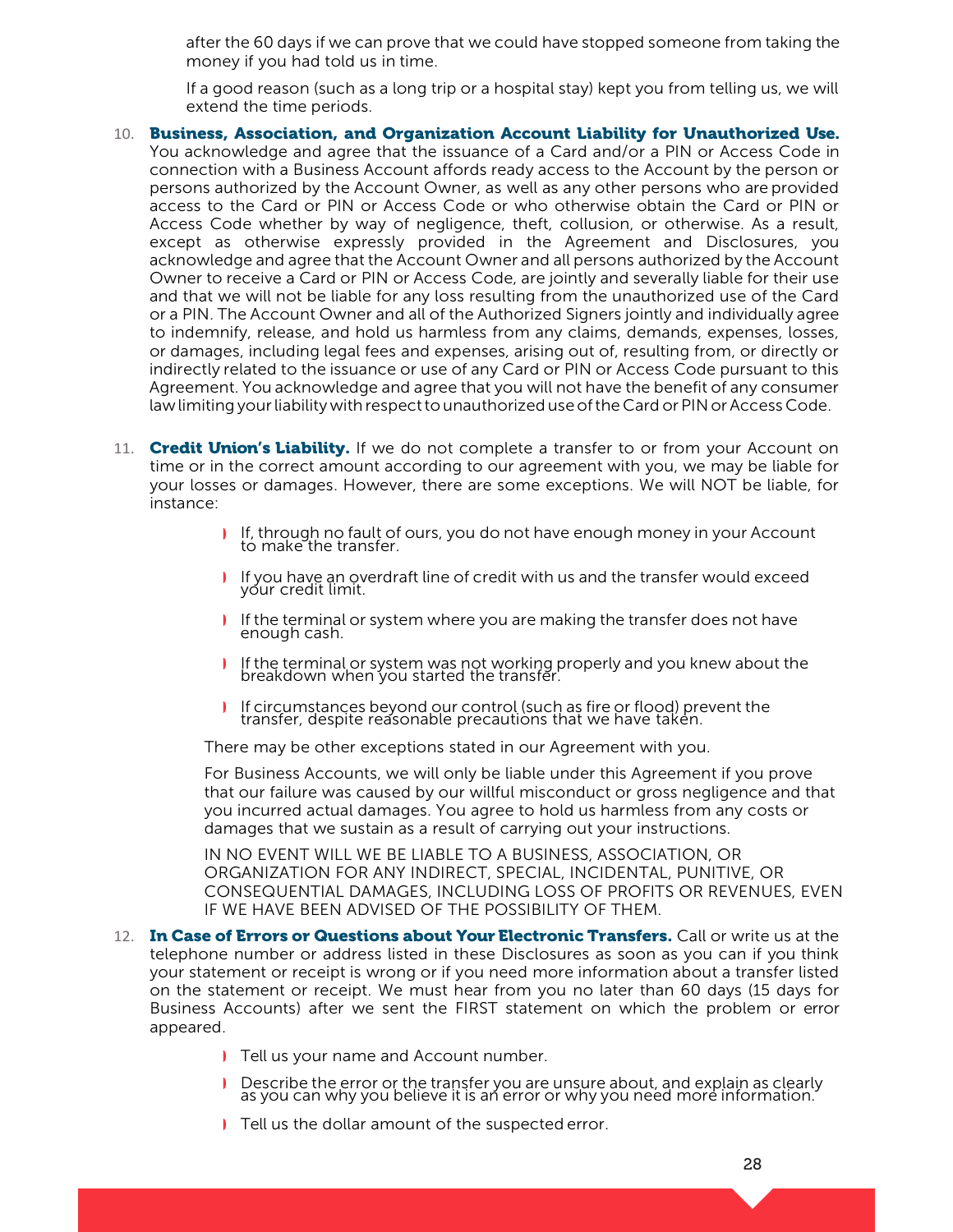after the 60 days if we can prove that we could have stopped someone from taking the money if you had told us in time.

If a good reason (such as a long trip or a hospital stay) kept you from telling us, we will extend the time periods.

10. **Business, Association, and Organization Account Liability for Unauthorized Use.** You acknowledge and agree that the issuance of a Card and/or a PIN or Access Code in connection with a Business Account affords ready access to the Account by the person or persons authorized by the Account Owner, as well as any other persons who are provided access to the Card or PIN or Access Code or who otherwise obtain the Card or PIN or Access Code whether by way of negligence, theft, collusion, or otherwise. As a result, except as otherwise expressly provided in the Agreement and Disclosures, you acknowledge and agree that the Account Owner and all persons authorized by the Account Owner to receive a Card or PIN or Access Code, are jointly and severally liable for their use and that we will not be liable for any loss resulting from the unauthorized use of the Card or a PIN. The Account Owner and all of the Authorized Signers jointly and individually agree to indemnify, release, and hold us harmless from any claims, demands, expenses, losses, or damages, including legal fees and expenses, arising out of, resulting from, or directly or indirectly related to the issuance or use of any Card or PIN or Access Code pursuant to this Agreement. You acknowledge and agree that you will not have the benefit of any consumer law limiting your liability with respect to unauthorized use of the Card or PIN or Access Code.

11. **Credit Union's Liability.** If we do not complete a transfer to or from your Account on time or in the correct amount according to our agreement with you, we may be liable for your losses or damages. However, there are some exceptions. We will NOT be liable, for instance:

    - If, through no fault of ours, you do not have enough money in your Account to make the transfer.
    - If you have an overdraft line of credit with us and the transfer would exceed your credit limit.
    - If the terminal or system where you are making the transfer does not have enough cash.
    - If the terminal or system was not working properly and you knew about the breakdown when you started the transfer.
    - If circumstances beyond our control (such as fire or flood) prevent the transfer, despite reasonable precautions that we have taken.

    There may be other exceptions stated in our Agreement with you.

    For Business Accounts, we will only be liable under this Agreement if you prove that our failure was caused by our willful misconduct or gross negligence and that you incurred actual damages. You agree to hold us harmless from any costs or damages that we sustain as a result of carrying out your instructions.

    IN NO EVENT WILL WE BE LIABLE TO A BUSINESS, ASSOCIATION, OR ORGANIZATION FOR ANY INDIRECT, SPECIAL, INCIDENTAL, PUNITIVE, OR CONSEQUENTIAL DAMAGES, INCLUDING LOSS OF PROFITS OR REVENUES, EVEN IF WE HAVE BEEN ADVISED OF THE POSSIBILITY OF THEM.

12. **In Case of Errors or Questions about Your Electronic Transfers.** Call or write us at the telephone number or address listed in these Disclosures as soon as you can if you think your statement or receipt is wrong or if you need more information about a transfer listed on the statement or receipt. We must hear from you no later than 60 days (15 days for Business Accounts) after we sent the FIRST statement on which the problem or error appeared.

    - Tell us your name and Account number.
    - Describe the error or the transfer you are unsure about, and explain as clearly as you can why you believe it is an error or why you need more information.
    - Tell us the dollar amount of the suspected error.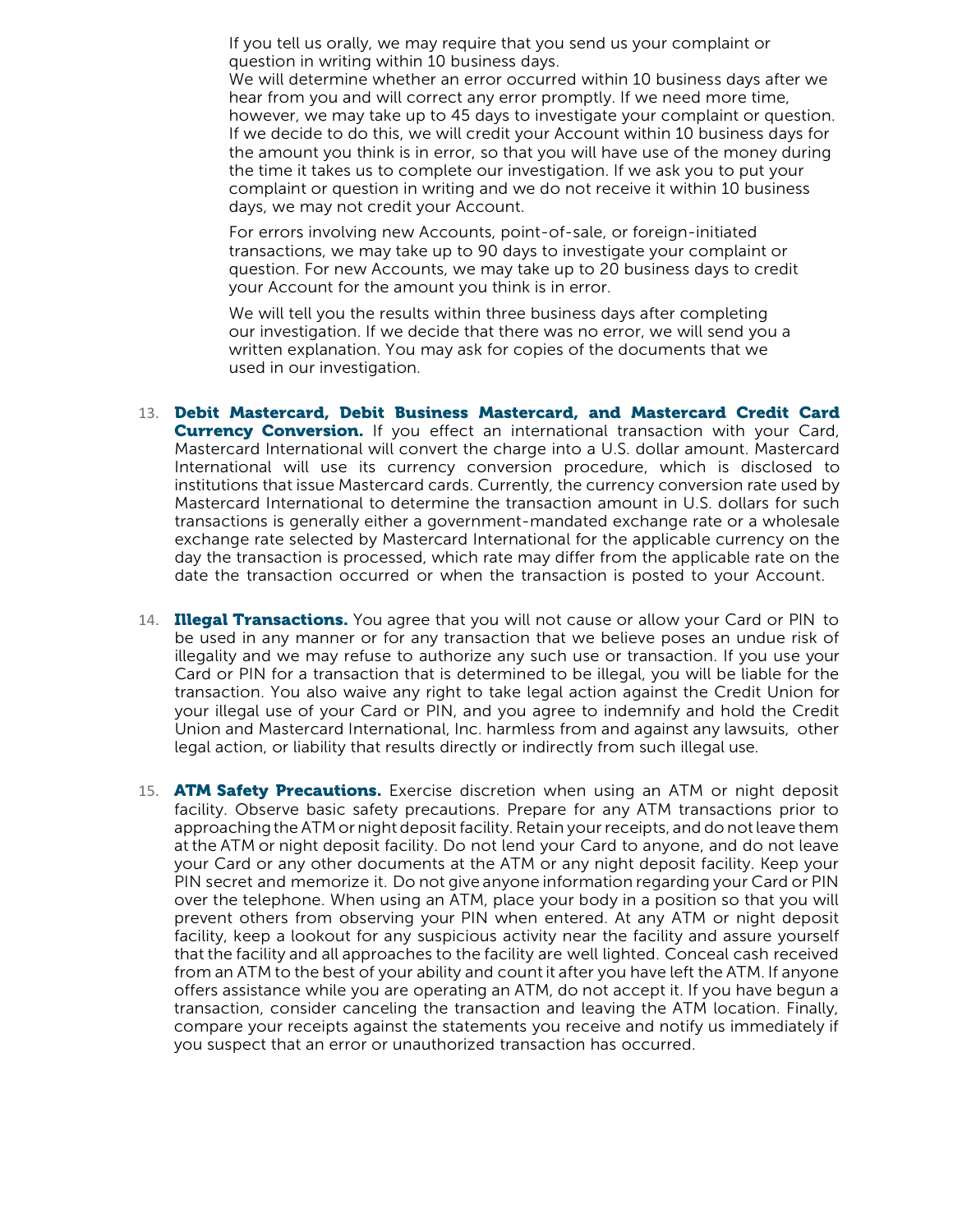If you tell us orally, we may require that you send us your complaint or question in writing within 10 business days.
We will determine whether an error occurred within 10 business days after we hear from you and will correct any error promptly. If we need more time, however, we may take up to 45 days to investigate your complaint or question. If we decide to do this, we will credit your Account within 10 business days for the amount you think is in error, so that you will have use of the money during the time it takes us to complete our investigation. If we ask you to put your complaint or question in writing and we do not receive it within 10 business days, we may not credit your Account.

For errors involving new Accounts, point-of-sale, or foreign-initiated transactions, we may take up to 90 days to investigate your complaint or question. For new Accounts, we may take up to 20 business days to credit your Account for the amount you think is in error.

We will tell you the results within three business days after completing our investigation. If we decide that there was no error, we will send you a written explanation. You may ask for copies of the documents that we used in our investigation.

13. **Debit Mastercard, Debit Business Mastercard, and Mastercard Credit Card Currency Conversion.** If you effect an international transaction with your Card, Mastercard International will convert the charge into a U.S. dollar amount. Mastercard International will use its currency conversion procedure, which is disclosed to institutions that issue Mastercard cards. Currently, the currency conversion rate used by Mastercard International to determine the transaction amount in U.S. dollars for such transactions is generally either a government-mandated exchange rate or a wholesale exchange rate selected by Mastercard International for the applicable currency on the day the transaction is processed, which rate may differ from the applicable rate on the date the transaction occurred or when the transaction is posted to your Account.

14. **Illegal Transactions.** You agree that you will not cause or allow your Card or PIN to be used in any manner or for any transaction that we believe poses an undue risk of illegality and we may refuse to authorize any such use or transaction. If you use your Card or PIN for a transaction that is determined to be illegal, you will be liable for the transaction. You also waive any right to take legal action against the Credit Union for your illegal use of your Card or PIN, and you agree to indemnify and hold the Credit Union and Mastercard International, Inc. harmless from and against any lawsuits, other legal action, or liability that results directly or indirectly from such illegal use.

15. **ATM Safety Precautions.** Exercise discretion when using an ATM or night deposit facility. Observe basic safety precautions. Prepare for any ATM transactions prior to approaching the ATM or night deposit facility. Retain your receipts, and do not leave them at the ATM or night deposit facility. Do not lend your Card to anyone, and do not leave your Card or any other documents at the ATM or any night deposit facility. Keep your PIN secret and memorize it. Do not give anyone information regarding your Card or PIN over the telephone. When using an ATM, place your body in a position so that you will prevent others from observing your PIN when entered. At any ATM or night deposit facility, keep a lookout for any suspicious activity near the facility and assure yourself that the facility and all approaches to the facility are well lighted. Conceal cash received from an ATM to the best of your ability and count it after you have left the ATM. If anyone offers assistance while you are operating an ATM, do not accept it. If you have begun a transaction, consider canceling the transaction and leaving the ATM location. Finally, compare your receipts against the statements you receive and notify us immediately if you suspect that an error or unauthorized transaction has occurred.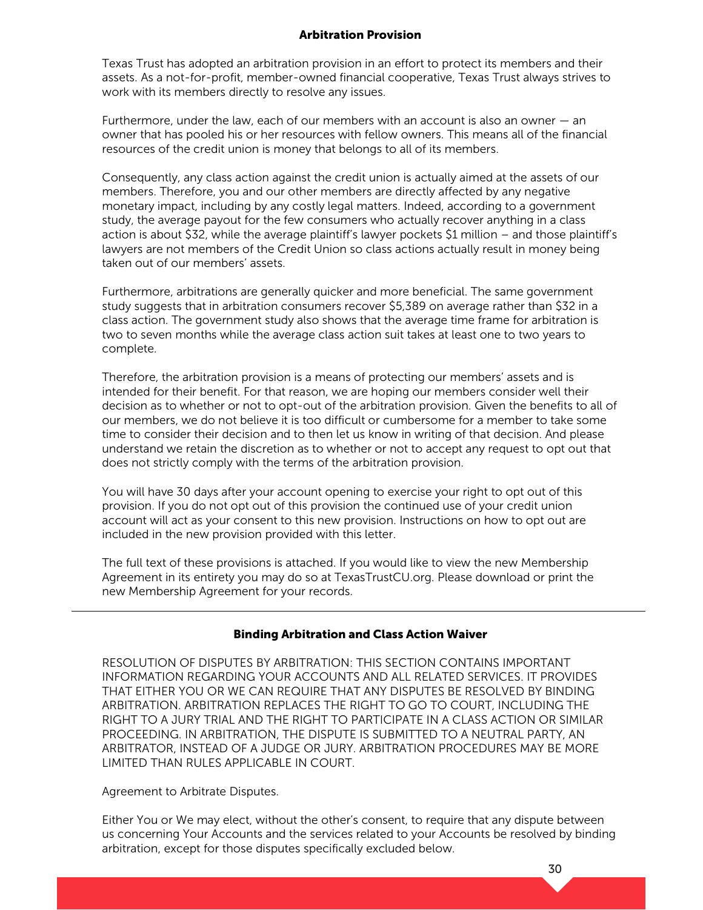## Arbitration Provision

Texas Trust has adopted an arbitration provision in an effort to protect its members and their assets. As a not-for-profit, member-owned financial cooperative, Texas Trust always strives to work with its members directly to resolve any issues.

Furthermore, under the law, each of our members with an account is also an owner — an owner that has pooled his or her resources with fellow owners. This means all of the financial resources of the credit union is money that belongs to all of its members.

Consequently, any class action against the credit union is actually aimed at the assets of our members. Therefore, you and our other members are directly affected by any negative monetary impact, including by any costly legal matters. Indeed, according to a government study, the average payout for the few consumers who actually recover anything in a class action is about $32, while the average plaintiff's lawyer pockets $1 million – and those plaintiff's lawyers are not members of the Credit Union so class actions actually result in money being taken out of our members' assets.

Furthermore, arbitrations are generally quicker and more beneficial. The same government study suggests that in arbitration consumers recover $5,389 on average rather than $32 in a class action. The government study also shows that the average time frame for arbitration is two to seven months while the average class action suit takes at least one to two years to complete.

Therefore, the arbitration provision is a means of protecting our members' assets and is intended for their benefit. For that reason, we are hoping our members consider well their decision as to whether or not to opt-out of the arbitration provision. Given the benefits to all of our members, we do not believe it is too difficult or cumbersome for a member to take some time to consider their decision and to then let us know in writing of that decision. And please understand we retain the discretion as to whether or not to accept any request to opt out that does not strictly comply with the terms of the arbitration provision.

You will have 30 days after your account opening to exercise your right to opt out of this provision. If you do not opt out of this provision the continued use of your credit union account will act as your consent to this new provision. Instructions on how to opt out are included in the new provision provided with this letter.

The full text of these provisions is attached. If you would like to view the new Membership Agreement in its entirety you may do so at TexasTrustCU.org. Please download or print the new Membership Agreement for your records.

---

## Binding Arbitration and Class Action Waiver

RESOLUTION OF DISPUTES BY ARBITRATION: THIS SECTION CONTAINS IMPORTANT INFORMATION REGARDING YOUR ACCOUNTS AND ALL RELATED SERVICES. IT PROVIDES THAT EITHER YOU OR WE CAN REQUIRE THAT ANY DISPUTES BE RESOLVED BY BINDING ARBITRATION. ARBITRATION REPLACES THE RIGHT TO GO TO COURT, INCLUDING THE RIGHT TO A JURY TRIAL AND THE RIGHT TO PARTICIPATE IN A CLASS ACTION OR SIMILAR PROCEEDING. IN ARBITRATION, THE DISPUTE IS SUBMITTED TO A NEUTRAL PARTY, AN ARBITRATOR, INSTEAD OF A JUDGE OR JURY. ARBITRATION PROCEDURES MAY BE MORE LIMITED THAN RULES APPLICABLE IN COURT.

Agreement to Arbitrate Disputes.

Either You or We may elect, without the other's consent, to require that any dispute between us concerning Your Accounts and the services related to your Accounts be resolved by binding arbitration, except for those disputes specifically excluded below.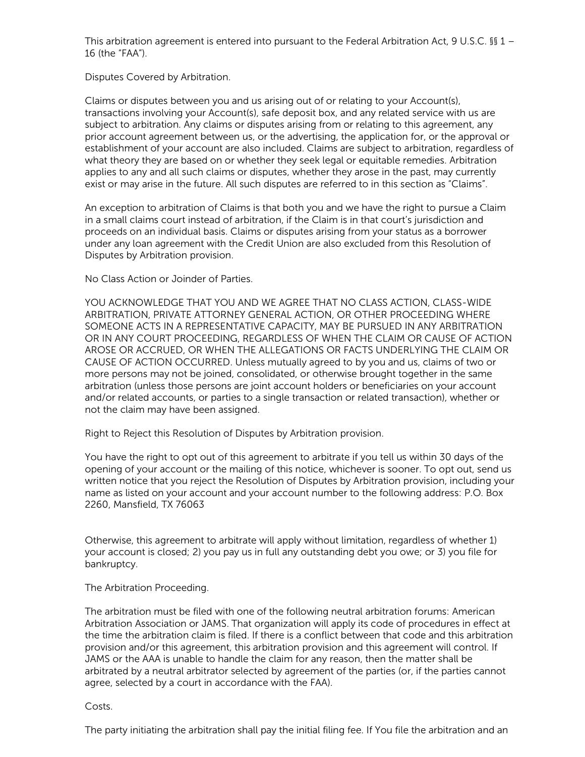This arbitration agreement is entered into pursuant to the Federal Arbitration Act, 9 U.S.C. §§ 1 – 16 (the "FAA").

Disputes Covered by Arbitration.

Claims or disputes between you and us arising out of or relating to your Account(s), transactions involving your Account(s), safe deposit box, and any related service with us are subject to arbitration. Any claims or disputes arising from or relating to this agreement, any prior account agreement between us, or the advertising, the application for, or the approval or establishment of your account are also included. Claims are subject to arbitration, regardless of what theory they are based on or whether they seek legal or equitable remedies. Arbitration applies to any and all such claims or disputes, whether they arose in the past, may currently exist or may arise in the future. All such disputes are referred to in this section as "Claims".

An exception to arbitration of Claims is that both you and we have the right to pursue a Claim in a small claims court instead of arbitration, if the Claim is in that court's jurisdiction and proceeds on an individual basis. Claims or disputes arising from your status as a borrower under any loan agreement with the Credit Union are also excluded from this Resolution of Disputes by Arbitration provision.

No Class Action or Joinder of Parties.

YOU ACKNOWLEDGE THAT YOU AND WE AGREE THAT NO CLASS ACTION, CLASS-WIDE ARBITRATION, PRIVATE ATTORNEY GENERAL ACTION, OR OTHER PROCEEDING WHERE SOMEONE ACTS IN A REPRESENTATIVE CAPACITY, MAY BE PURSUED IN ANY ARBITRATION OR IN ANY COURT PROCEEDING, REGARDLESS OF WHEN THE CLAIM OR CAUSE OF ACTION AROSE OR ACCRUED, OR WHEN THE ALLEGATIONS OR FACTS UNDERLYING THE CLAIM OR CAUSE OF ACTION OCCURRED. Unless mutually agreed to by you and us, claims of two or more persons may not be joined, consolidated, or otherwise brought together in the same arbitration (unless those persons are joint account holders or beneficiaries on your account and/or related accounts, or parties to a single transaction or related transaction), whether or not the claim may have been assigned.

Right to Reject this Resolution of Disputes by Arbitration provision.

You have the right to opt out of this agreement to arbitrate if you tell us within 30 days of the opening of your account or the mailing of this notice, whichever is sooner. To opt out, send us written notice that you reject the Resolution of Disputes by Arbitration provision, including your name as listed on your account and your account number to the following address: P.O. Box 2260, Mansfield, TX 76063

Otherwise, this agreement to arbitrate will apply without limitation, regardless of whether 1) your account is closed; 2) you pay us in full any outstanding debt you owe; or 3) you file for bankruptcy.

The Arbitration Proceeding.

The arbitration must be filed with one of the following neutral arbitration forums: American Arbitration Association or JAMS. That organization will apply its code of procedures in effect at the time the arbitration claim is filed. If there is a conflict between that code and this arbitration provision and/or this agreement, this arbitration provision and this agreement will control. If JAMS or the AAA is unable to handle the claim for any reason, then the matter shall be arbitrated by a neutral arbitrator selected by agreement of the parties (or, if the parties cannot agree, selected by a court in accordance with the FAA).

Costs.

The party initiating the arbitration shall pay the initial filing fee. If You file the arbitration and an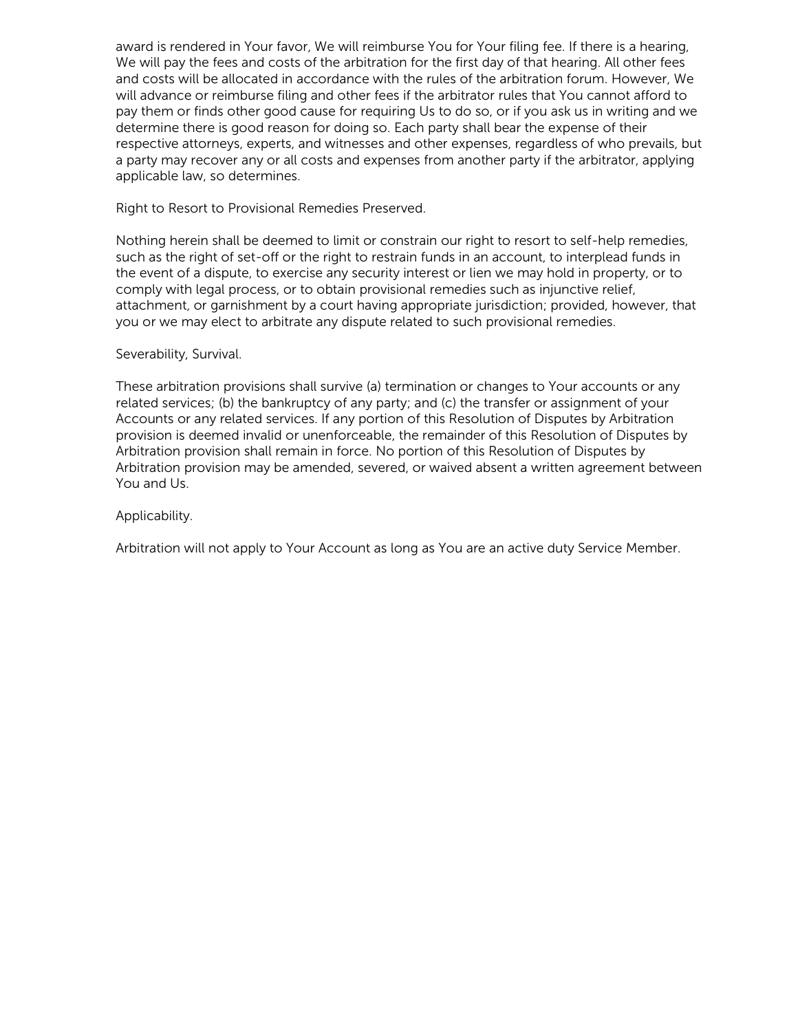award is rendered in Your favor, We will reimburse You for Your filing fee. If there is a hearing, We will pay the fees and costs of the arbitration for the first day of that hearing. All other fees and costs will be allocated in accordance with the rules of the arbitration forum. However, We will advance or reimburse filing and other fees if the arbitrator rules that You cannot afford to pay them or finds other good cause for requiring Us to do so, or if you ask us in writing and we determine there is good reason for doing so. Each party shall bear the expense of their respective attorneys, experts, and witnesses and other expenses, regardless of who prevails, but a party may recover any or all costs and expenses from another party if the arbitrator, applying applicable law, so determines.

Right to Resort to Provisional Remedies Preserved.

Nothing herein shall be deemed to limit or constrain our right to resort to self-help remedies, such as the right of set-off or the right to restrain funds in an account, to interplead funds in the event of a dispute, to exercise any security interest or lien we may hold in property, or to comply with legal process, or to obtain provisional remedies such as injunctive relief, attachment, or garnishment by a court having appropriate jurisdiction; provided, however, that you or we may elect to arbitrate any dispute related to such provisional remedies.

Severability, Survival.

These arbitration provisions shall survive (a) termination or changes to Your accounts or any related services; (b) the bankruptcy of any party; and (c) the transfer or assignment of your Accounts or any related services. If any portion of this Resolution of Disputes by Arbitration provision is deemed invalid or unenforceable, the remainder of this Resolution of Disputes by Arbitration provision shall remain in force. No portion of this Resolution of Disputes by Arbitration provision may be amended, severed, or waived absent a written agreement between You and Us.

Applicability.

Arbitration will not apply to Your Account as long as You are an active duty Service Member.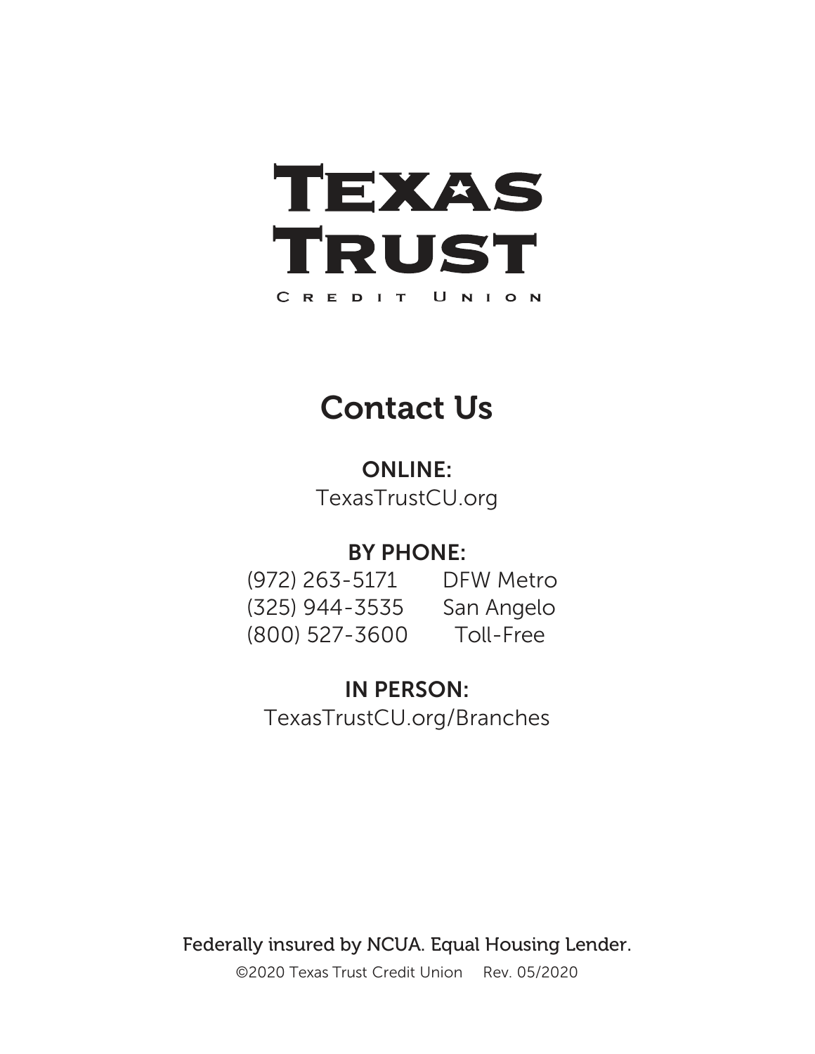# Texas Trust

Credit Union

## Contact Us

**ONLINE:**

TexasTrustCU.org

**BY PHONE:**

| | |
|---|---|
| (972) 263-5171 | DFW Metro |
| (325) 944-3535 | San Angelo |
| (800) 527-3600 | Toll-Free |

**IN PERSON:**

TexasTrustCU.org/Branches

Federally insured by NCUA. Equal Housing Lender.

©2020 Texas Trust Credit Union Rev. 05/2020